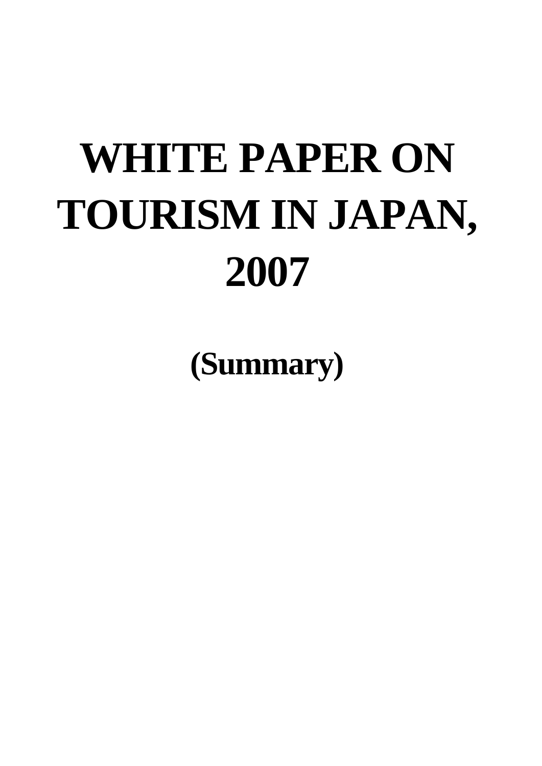# WHITE PAPER ON TOURISM IN JAPAN, 2007

## (Summary)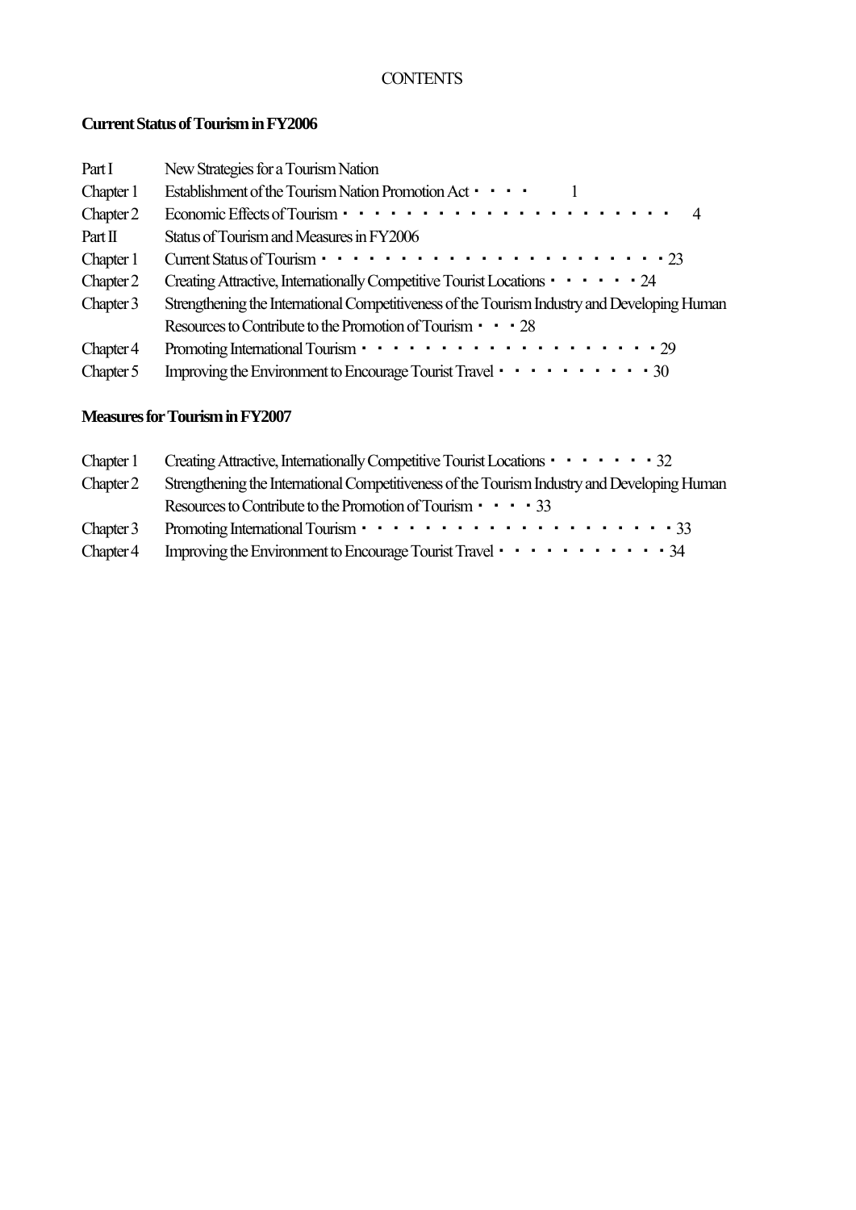CONTENTS

## Current Status of Tourism in FY2006

Part I New Strategies for a Tourism Nation

Chapter 1 Establishment of the Tourism Nation Promotion Act ・・・・ 1

Chapter 2 Economic Effects of Tourism ・・・・・・・・・・・・・・・・・・・・・・ 4

Part II Status of Tourism and Measures in FY2006

Chapter 1 Current Status of Tourism ・・・・・・・・・・・・・・・・・・・・・・23

Chapter 2 Creating Attractive, Internationally Competitive Tourist Locations ・・・・・・24

Chapter 3 Strengthening the International Competitiveness of the Tourism Industry and Developing Human Resources to Contribute to the Promotion of Tourism ・・・28

Chapter 4 Promoting International Tourism ・・・・・・・・・・・・・・・・・・・・29

Chapter 5 Improving the Environment to Encourage Tourist Travel ・・・・・・・・・・30

## Measures for Tourism in FY2007

Chapter 1 Creating Attractive, Internationally Competitive Tourist Locations ・・・・・・・32

Chapter 2 Strengthening the International Competitiveness of the Tourism Industry and Developing Human Resources to Contribute to the Promotion of Tourism ・・・・33

Chapter 3 Promoting International Tourism ・・・・・・・・・・・・・・・・・・・・・33

Chapter 4 Improving the Environment to Encourage Tourist Travel ・・・・・・・・・・・34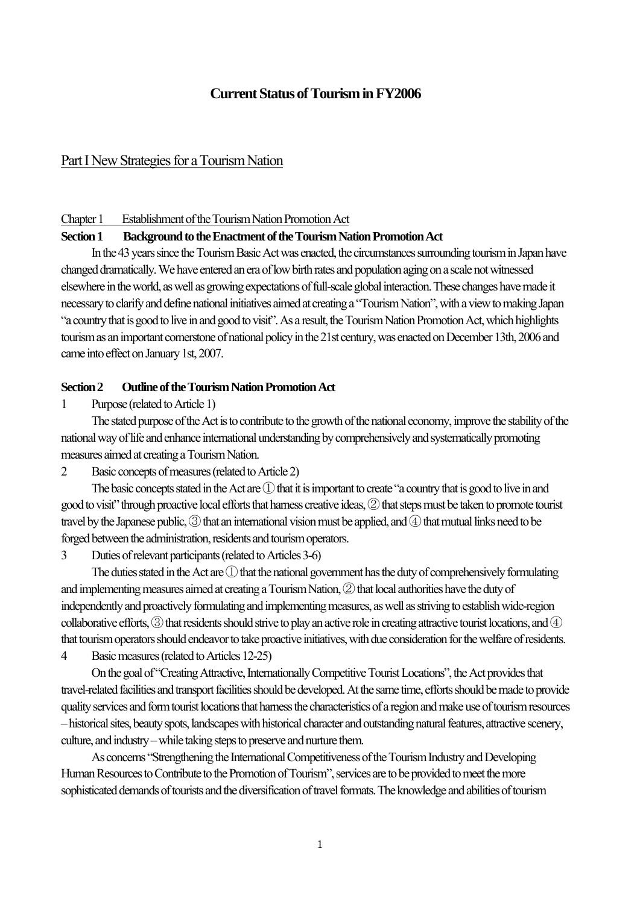# Current Status of Tourism in FY2006

## Part I New Strategies for a Tourism Nation

### Chapter 1 Establishment of the Tourism Nation Promotion Act

#### Section 1 Background to the Enactment of the Tourism Nation Promotion Act

In the 43 years since the Tourism Basic Act was enacted, the circumstances surrounding tourism in Japan have changed dramatically. We have entered an era of low birth rates and population aging on a scale not witnessed elsewhere in the world, as well as growing expectations of full-scale global interaction. These changes have made it necessary to clarify and define national initiatives aimed at creating a "Tourism Nation", with a view to making Japan "a country that is good to live in and good to visit". As a result, the Tourism Nation Promotion Act, which highlights tourism as an important cornerstone of national policy in the 21st century, was enacted on December 13th, 2006 and came into effect on January 1st, 2007.

#### Section 2 Outline of the Tourism Nation Promotion Act

1 Purpose (related to Article 1)

The stated purpose of the Act is to contribute to the growth of the national economy, improve the stability of the national way of life and enhance international understanding by comprehensively and systematically promoting measures aimed at creating a Tourism Nation.

2 Basic concepts of measures (related to Article 2)

The basic concepts stated in the Act are ① that it is important to create "a country that is good to live in and good to visit" through proactive local efforts that harness creative ideas, ② that steps must be taken to promote tourist travel by the Japanese public, ③ that an international vision must be applied, and ④ that mutual links need to be forged between the administration, residents and tourism operators.

3 Duties of relevant participants (related to Articles 3-6)

The duties stated in the Act are ① that the national government has the duty of comprehensively formulating and implementing measures aimed at creating a Tourism Nation, ② that local authorities have the duty of independently and proactively formulating and implementing measures, as well as striving to establish wide-region collaborative efforts, ③ that residents should strive to play an active role in creating attractive tourist locations, and ④ that tourism operators should endeavor to take proactive initiatives, with due consideration for the welfare of residents.

4 Basic measures (related to Articles 12-25)

On the goal of "Creating Attractive, Internationally Competitive Tourist Locations", the Act provides that travel-related facilities and transport facilities should be developed. At the same time, efforts should be made to provide quality services and form tourist locations that harness the characteristics of a region and make use of tourism resources – historical sites, beauty spots, landscapes with historical character and outstanding natural features, attractive scenery, culture, and industry – while taking steps to preserve and nurture them.

As concerns "Strengthening the International Competitiveness of the Tourism Industry and Developing Human Resources to Contribute to the Promotion of Tourism", services are to be provided to meet the more sophisticated demands of tourists and the diversification of travel formats. The knowledge and abilities of tourism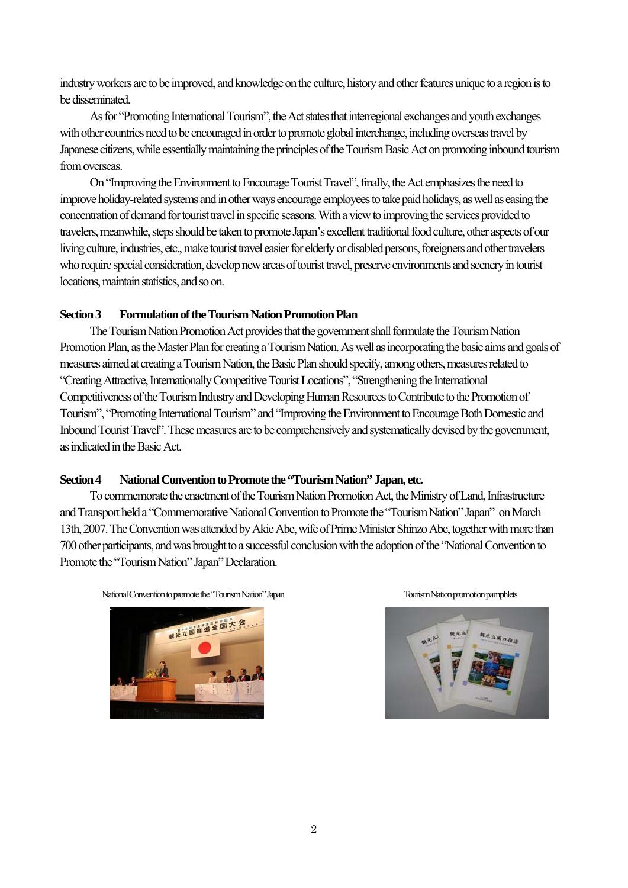industry workers are to be improved, and knowledge on the culture, history and other features unique to a region is to be disseminated.

As for "Promoting International Tourism", the Act states that interregional exchanges and youth exchanges with other countries need to be encouraged in order to promote global interchange, including overseas travel by Japanese citizens, while essentially maintaining the principles of the Tourism Basic Act on promoting inbound tourism from overseas.

On "Improving the Environment to Encourage Tourist Travel", finally, the Act emphasizes the need to improve holiday-related systems and in other ways encourage employees to take paid holidays, as well as easing the concentration of demand for tourist travel in specific seasons. With a view to improving the services provided to travelers, meanwhile, steps should be taken to promote Japan's excellent traditional food culture, other aspects of our living culture, industries, etc., make tourist travel easier for elderly or disabled persons, foreigners and other travelers who require special consideration, develop new areas of tourist travel, preserve environments and scenery in tourist locations, maintain statistics, and so on.

## Section 3　Formulation of the Tourism Nation Promotion Plan

The Tourism Nation Promotion Act provides that the government shall formulate the Tourism Nation Promotion Plan, as the Master Plan for creating a Tourism Nation. As well as incorporating the basic aims and goals of measures aimed at creating a Tourism Nation, the Basic Plan should specify, among others, measures related to "Creating Attractive, Internationally Competitive Tourist Locations", "Strengthening the International Competitiveness of the Tourism Industry and Developing Human Resources to Contribute to the Promotion of Tourism", "Promoting International Tourism" and "Improving the Environment to Encourage Both Domestic and Inbound Tourist Travel". These measures are to be comprehensively and systematically devised by the government, as indicated in the Basic Act.

## Section 4　National Convention to Promote the "Tourism Nation" Japan, etc.

To commemorate the enactment of the Tourism Nation Promotion Act, the Ministry of Land, Infrastructure and Transport held a "Commemorative National Convention to Promote the "Tourism Nation" Japan" on March 13th, 2007. The Convention was attended by Akie Abe, wife of Prime Minister Shinzo Abe, together with more than 700 other participants, and was brought to a successful conclusion with the adoption of the "National Convention to Promote the "Tourism Nation" Japan" Declaration.

National Convention to promote the "Tourism Nation" Japan

Tourism Nation promotion pamphlets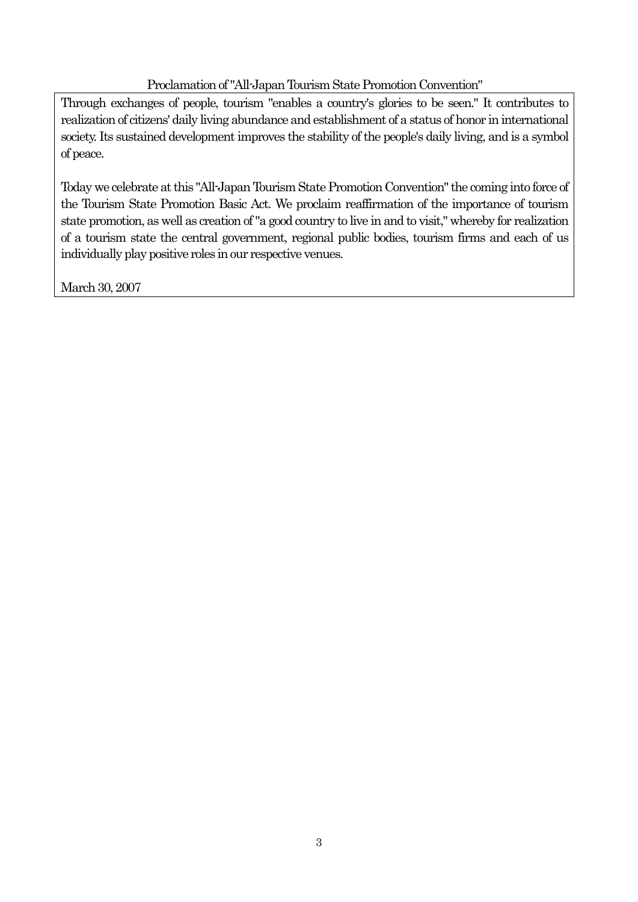## Proclamation of "All-Japan Tourism State Promotion Convention"

Through exchanges of people, tourism "enables a country's glories to be seen." It contributes to realization of citizens' daily living abundance and establishment of a status of honor in international society. Its sustained development improves the stability of the people's daily living, and is a symbol of peace.

Today we celebrate at this "All-Japan Tourism State Promotion Convention" the coming into force of the Tourism State Promotion Basic Act. We proclaim reaffirmation of the importance of tourism state promotion, as well as creation of "a good country to live in and to visit," whereby for realization of a tourism state the central government, regional public bodies, tourism firms and each of us individually play positive roles in our respective venues.

March 30, 2007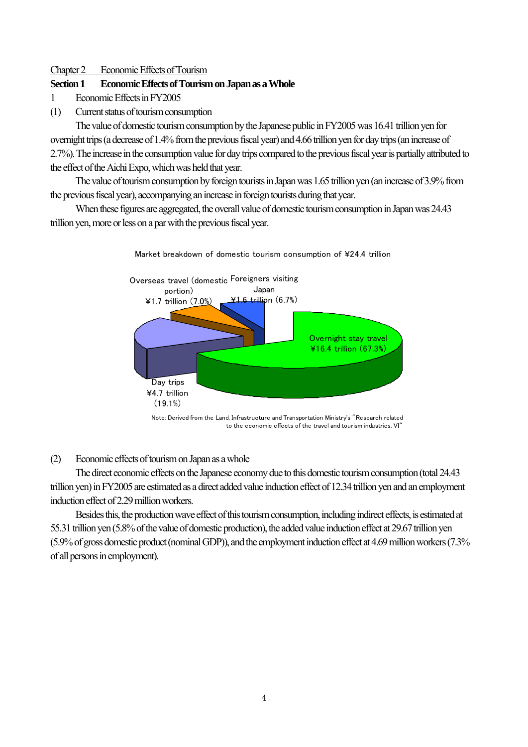Chapter 2　Economic Effects of Tourism

## Section 1　Economic Effects of Tourism on Japan as a Whole

1　Economic Effects in FY2005

(1)　Current status of tourism consumption

The value of domestic tourism consumption by the Japanese public in FY2005 was 16.41 trillion yen for overnight trips (a decrease of 1.4% from the previous fiscal year) and 4.66 trillion yen for day trips (an increase of 2.7%). The increase in the consumption value for day trips compared to the previous fiscal year is partially attributed to the effect of the Aichi Expo, which was held that year.

The value of tourism consumption by foreign tourists in Japan was 1.65 trillion yen (an increase of 3.9% from the previous fiscal year), accompanying an increase in foreign tourists during that year.

When these figures are aggregated, the overall value of domestic tourism consumption in Japan was 24.43 trillion yen, more or less on a par with the previous fiscal year.

Market breakdown of domestic tourism consumption of ¥24.4 trillion

Overnight stay travel ¥16.4 trillion (67.3%)

Day trips ¥4.7 trillion (19.1%)

Overseas travel (domestic portion) ¥1.7 trillion (7.0%)

Foreigners visiting Japan ¥1.6 trillion (6.7%)

Note: Derived from the Land, Infrastructure and Transportation Ministry's "Research related to the economic effects of the travel and tourism industries, VI"

(2)　Economic effects of tourism on Japan as a whole

The direct economic effects on the Japanese economy due to this domestic tourism consumption (total 24.43 trillion yen) in FY2005 are estimated as a direct added value induction effect of 12.34 trillion yen and an employment induction effect of 2.29 million workers.

Besides this, the production wave effect of this tourism consumption, including indirect effects, is estimated at 55.31 trillion yen (5.8% of the value of domestic production), the added value induction effect at 29.67 trillion yen (5.9% of gross domestic product (nominal GDP)), and the employment induction effect at 4.69 million workers (7.3% of all persons in employment).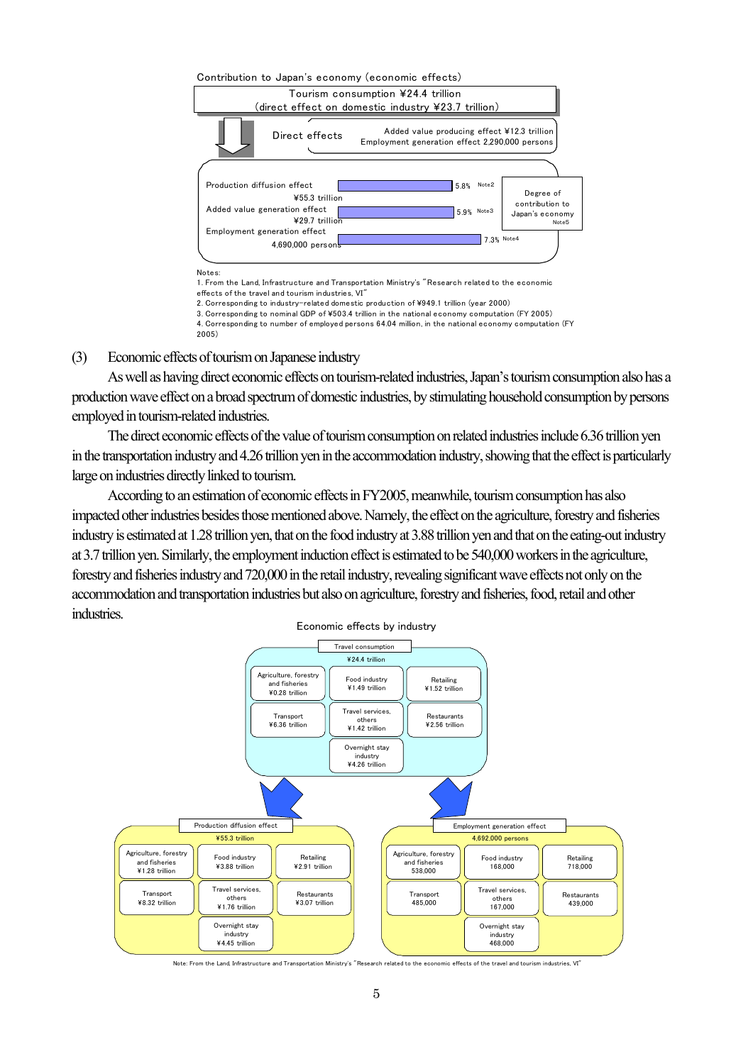Contribution to Japan's economy (economic effects)

Tourism consumption ¥24.4 trillion
(direct effect on domestic industry ¥23.7 trillion)

Direct effects — Added value producing effect ¥12.3 trillion; Employment generation effect 2,290,000 persons

| Effect | Value | Degree of contribution to Japan's economy [Note5] |
|---|---|---|
| Production diffusion effect | ¥55.3 trillion | 5.8% [Note2] |
| Added value generation effect | ¥29.7 trillion | 5.9% [Note3] |
| Employment generation effect | 4,690,000 persons | 7.3% [Note4] |

Notes:
1. From the Land, Infrastructure and Transportation Ministry's "Research related to the economic effects of the travel and tourism industries, VI"
2. Corresponding to industry-related domestic production of ¥949.1 trillion (year 2000)
3. Corresponding to nominal GDP of ¥503.4 trillion in the national economy computation (FY 2005)
4. Corresponding to number of employed persons 64.04 million, in the national economy computation (FY 2005)

(3) Economic effects of tourism on Japanese industry

As well as having direct economic effects on tourism-related industries, Japan's tourism consumption also has a production wave effect on a broad spectrum of domestic industries, by stimulating household consumption by persons employed in tourism-related industries.

The direct economic effects of the value of tourism consumption on related industries include 6.36 trillion yen in the transportation industry and 4.26 trillion yen in the accommodation industry, showing that the effect is particularly large on industries directly linked to tourism.

According to an estimation of economic effects in FY2005, meanwhile, tourism consumption has also impacted other industries besides those mentioned above. Namely, the effect on the agriculture, forestry and fisheries industry is estimated at 1.28 trillion yen, that on the food industry at 3.88 trillion yen and that on the eating-out industry at 3.7 trillion yen. Similarly, the employment induction effect is estimated to be 540,000 workers in the agriculture, forestry and fisheries industry and 720,000 in the retail industry, revealing significant wave effects not only on the accommodation and transportation industries but also on agriculture, forestry and fisheries, food, retail and other industries.

Economic effects by industry

| Industry | Travel consumption (¥24.4 trillion) | Production diffusion effect (¥55.3 trillion) | Employment generation effect (4,692,000 persons) |
|---|---|---|---|
| Agriculture, forestry and fisheries | ¥0.28 trillion | ¥1.28 trillion | 538,000 |
| Food industry | ¥1.49 trillion | ¥3.88 trillion | 168,000 |
| Retailing | ¥1.52 trillion | ¥2.91 trillion | 718,000 |
| Transport | ¥6.36 trillion | ¥8.32 trillion | 485,000 |
| Travel services, others | ¥1.42 trillion | ¥1.76 trillion | 167,000 |
| Restaurants | ¥2.56 trillion | ¥3.07 trillion | 439,000 |
| Overnight stay industry | ¥4.26 trillion | ¥4.45 trillion | 468,000 |

Note: From the Land, Infrastructure and Transportation Ministry's "Research related to the economic effects of the travel and tourism industries, VI"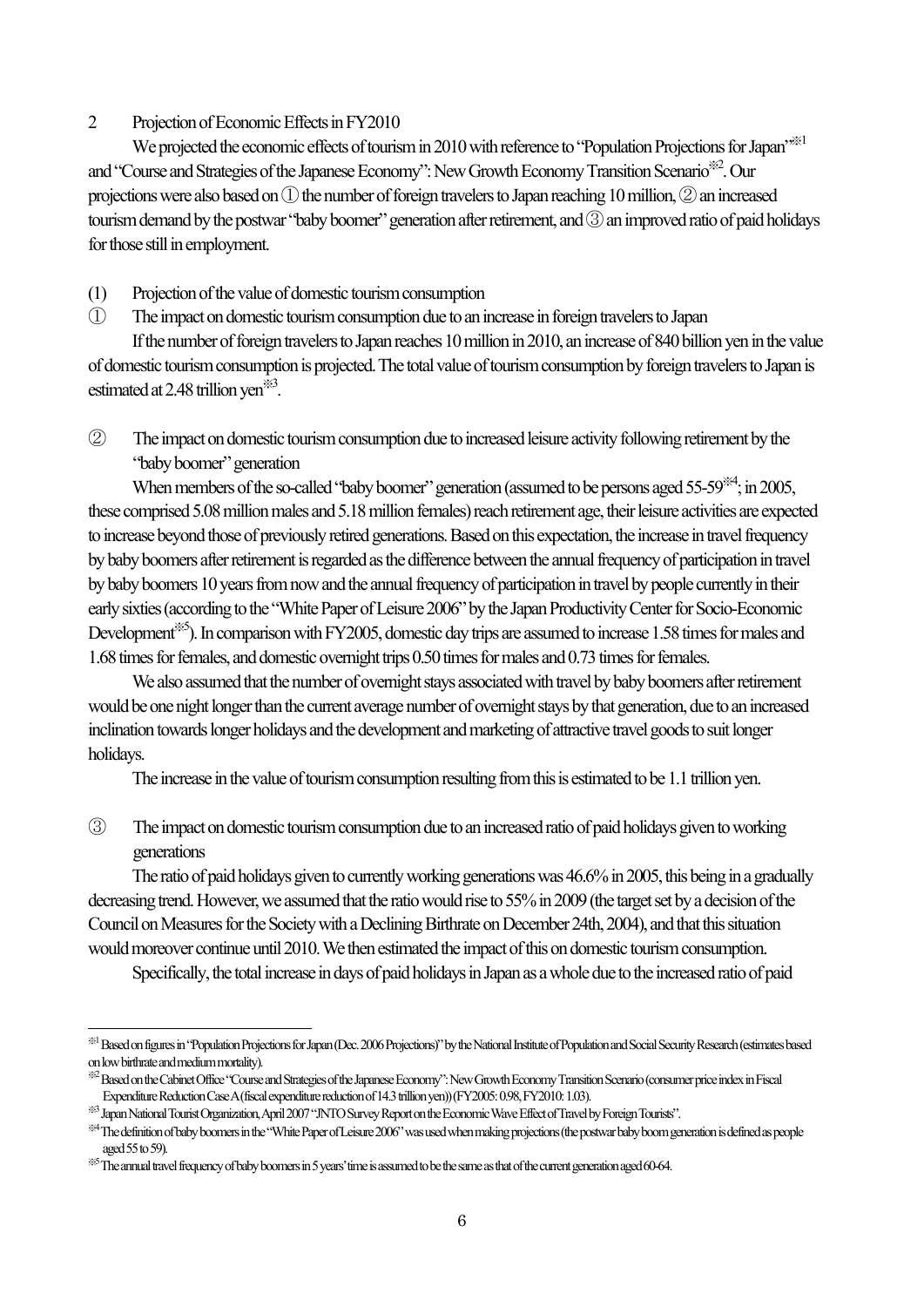## 2 Projection of Economic Effects in FY2010

We projected the economic effects of tourism in 2010 with reference to "Population Projections for Japan"※1 and "Course and Strategies of the Japanese Economy": New Growth Economy Transition Scenario※2. Our projections were also based on ① the number of foreign travelers to Japan reaching 10 million, ② an increased tourism demand by the postwar "baby boomer" generation after retirement, and ③ an improved ratio of paid holidays for those still in employment.

### (1) Projection of the value of domestic tourism consumption

#### ① The impact on domestic tourism consumption due to an increase in foreign travelers to Japan

If the number of foreign travelers to Japan reaches 10 million in 2010, an increase of 840 billion yen in the value of domestic tourism consumption is projected. The total value of tourism consumption by foreign travelers to Japan is estimated at 2.48 trillion yen※3.

#### ② The impact on domestic tourism consumption due to increased leisure activity following retirement by the "baby boomer" generation

When members of the so-called "baby boomer" generation (assumed to be persons aged 55-59※4; in 2005, these comprised 5.08 million males and 5.18 million females) reach retirement age, their leisure activities are expected to increase beyond those of previously retired generations. Based on this expectation, the increase in travel frequency by baby boomers after retirement is regarded as the difference between the annual frequency of participation in travel by baby boomers 10 years from now and the annual frequency of participation in travel by people currently in their early sixties (according to the "White Paper of Leisure 2006" by the Japan Productivity Center for Socio-Economic Development※5). In comparison with FY2005, domestic day trips are assumed to increase 1.58 times for males and 1.68 times for females, and domestic overnight trips 0.50 times for males and 0.73 times for females.

We also assumed that the number of overnight stays associated with travel by baby boomers after retirement would be one night longer than the current average number of overnight stays by that generation, due to an increased inclination towards longer holidays and the development and marketing of attractive travel goods to suit longer holidays.

The increase in the value of tourism consumption resulting from this is estimated to be 1.1 trillion yen.

#### ③ The impact on domestic tourism consumption due to an increased ratio of paid holidays given to working generations

The ratio of paid holidays given to currently working generations was 46.6% in 2005, this being in a gradually decreasing trend. However, we assumed that the ratio would rise to 55% in 2009 (the target set by a decision of the Council on Measures for the Society with a Declining Birthrate on December 24th, 2004), and that this situation would moreover continue until 2010. We then estimated the impact of this on domestic tourism consumption.

Specifically, the total increase in days of paid holidays in Japan as a whole due to the increased ratio of paid

---

※1 Based on figures in "Population Projections for Japan (Dec. 2006 Projections)" by the National Institute of Population and Social Security Research (estimates based on low birthrate and medium mortality).

※2 Based on the Cabinet Office "Course and Strategies of the Japanese Economy": New Growth Economy Transition Scenario (consumer price index in Fiscal Expenditure Reduction Case A (fiscal expenditure reduction of 14.3 trillion yen)) (FY2005: 0.98, FY2010: 1.03).

※3 Japan National Tourist Organization, April 2007 "JNTO Survey Report on the Economic Wave Effect of Travel by Foreign Tourists".

※4 The definition of baby boomers in the "White Paper of Leisure 2006" was used when making projections (the postwar baby boom generation is defined as people aged 55 to 59).

※5 The annual travel frequency of baby boomers in 5 years' time is assumed to be the same as that of the current generation aged 60-64.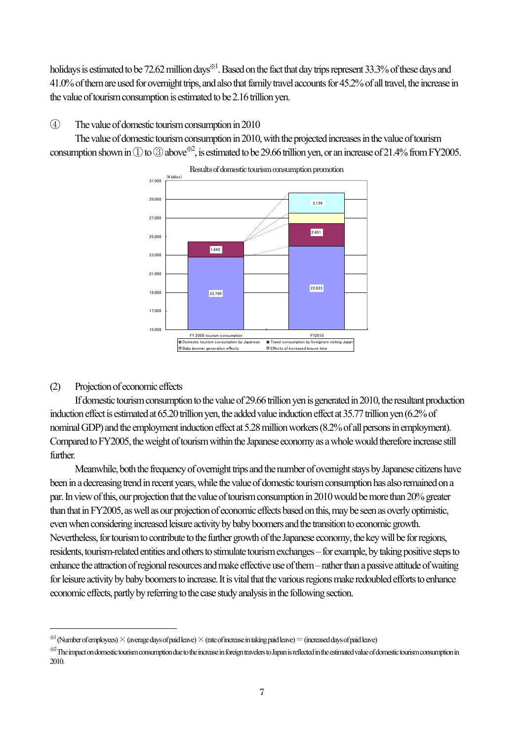holidays is estimated to be 72.62 million days※1. Based on the fact that day trips represent 33.3% of these days and 41.0% of them are used for overnight trips, and also that family travel accounts for 45.2% of all travel, the increase in the value of tourism consumption is estimated to be 2.16 trillion yen.

④ The value of domestic tourism consumption in 2010

The value of domestic tourism consumption in 2010, with the projected increases in the value of tourism consumption shown in ① to ③ above※2, is estimated to be 29.66 trillion yen, or an increase of 21.4% from FY2005.

Results of domestic tourism consumption promotion

(¥ billion)

| | FY 2005 tourism consumption | FY2010 |
|---|---|---|
| Domestic tourism consumption by Japanese | 22,780 | 23,923 |
| Travel consumption by foreigners visiting Japan | 1,645 | 2,481 |
| Baby boomer generation effects | | |
| Effects of increased leisure time | | 2,156 |

## (2) Projection of economic effects

If domestic tourism consumption to the value of 29.66 trillion yen is generated in 2010, the resultant production induction effect is estimated at 65.20 trillion yen, the added value induction effect at 35.77 trillion yen (6.2% of nominal GDP) and the employment induction effect at 5.28 million workers (8.2% of all persons in employment). Compared to FY2005, the weight of tourism within the Japanese economy as a whole would therefore increase still further.

Meanwhile, both the frequency of overnight trips and the number of overnight stays by Japanese citizens have been in a decreasing trend in recent years, while the value of domestic tourism consumption has also remained on a par. In view of this, our projection that the value of tourism consumption in 2010 would be more than 20% greater than that in FY2005, as well as our projection of economic effects based on this, may be seen as overly optimistic, even when considering increased leisure activity by baby boomers and the transition to economic growth. Nevertheless, for tourism to contribute to the further growth of the Japanese economy, the key will be for regions, residents, tourism-related entities and others to stimulate tourism exchanges – for example, by taking positive steps to enhance the attraction of regional resources and make effective use of them – rather than a passive attitude of waiting for leisure activity by baby boomers to increase. It is vital that the various regions make redoubled efforts to enhance economic effects, partly by referring to the case study analysis in the following section.

---

※1 (Number of employees) × (average days of paid leave) × (rate of increase in taking paid leave) = (increased days of paid leave)

※2 The impact on domestic tourism consumption due to the increase in foreign travelers to Japan is reflected in the estimated value of domestic tourism consumption in 2010.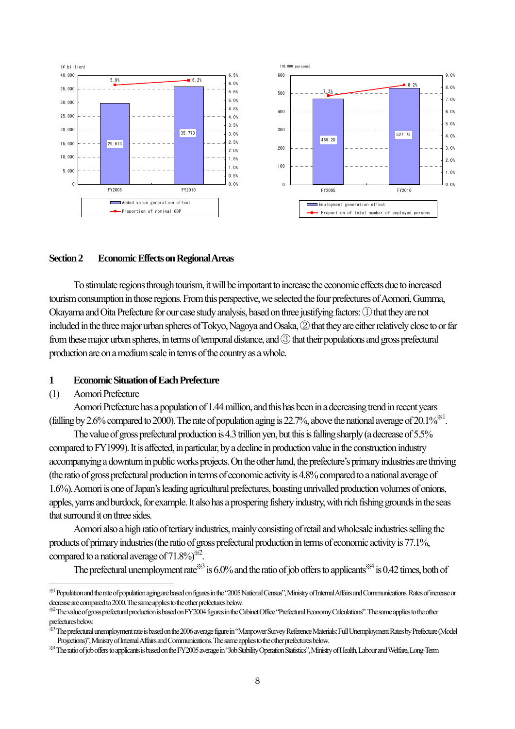| | FY2005 | FY2010 |
|---|---|---|
| Added value generation effect (¥ billion) | 29,673 | 35,773 |
| Proportion of nominal GDP | 5.9% | 6.2% |

| | FY2005 | FY2010 |
|---|---|---|
| Employment generation effect (10,000 persons) | 469.20 | 527.73 |
| Proportion of total number of employed persons | 7.3% | 8.2% |

## Section 2 Economic Effects on Regional Areas

To stimulate regions through tourism, it will be important to increase the economic effects due to increased tourism consumption in those regions. From this perspective, we selected the four prefectures of Aomori, Gumma, Okayama and Oita Prefecture for our case study analysis, based on three justifying factors: ① that they are not included in the three major urban spheres of Tokyo, Nagoya and Osaka, ② that they are either relatively close to or far from these major urban spheres, in terms of temporal distance, and ③ that their populations and gross prefectural production are on a medium scale in terms of the country as a whole.

### 1 Economic Situation of Each Prefecture

(1) Aomori Prefecture

Aomori Prefecture has a population of 1.44 million, and this has been in a decreasing trend in recent years (falling by 2.6% compared to 2000). The rate of population aging is 22.7%, above the national average of 20.1%[※1].

The value of gross prefectural production is 4.3 trillion yen, but this is falling sharply (a decrease of 5.5% compared to FY1999). It is affected, in particular, by a decline in production value in the construction industry accompanying a downturn in public works projects. On the other hand, the prefecture's primary industries are thriving (the ratio of gross prefectural production in terms of economic activity is 4.8% compared to a national average of 1.6%). Aomori is one of Japan's leading agricultural prefectures, boasting unrivalled production volumes of onions, apples, yams and burdock, for example. It also has a prospering fishery industry, with rich fishing grounds in the seas that surround it on three sides.

Aomori also a high ratio of tertiary industries, mainly consisting of retail and wholesale industries selling the products of primary industries (the ratio of gross prefectural production in terms of economic activity is 77.1%, compared to a national average of 71.8%)[※2].

The prefectural unemployment rate[※3] is 6.0% and the ratio of job offers to applicants[※4] is 0.42 times, both of

---

[※1] Population and the rate of population aging are based on figures in the "2005 National Census", Ministry of Internal Affairs and Communications. Rates of increase or decrease are compared to 2000. The same applies to the other prefectures below.

[※2] The value of gross prefectural production is based on FY2004 figures in the Cabinet Office "Prefectural Economy Calculations". The same applies to the other prefectures below.

[※3] The prefectural unemployment rate is based on the 2006 average figure in "Manpower Survey Reference Materials: Full Unemployment Rates by Prefecture (Model Projections)", Ministry of Internal Affairs and Communications. The same applies to the other prefectures below.

[※4] The ratio of job offers to applicants is based on the FY2005 average in "Job Stability Operation Statistics", Ministry of Health, Labour and Welfare, Long-Term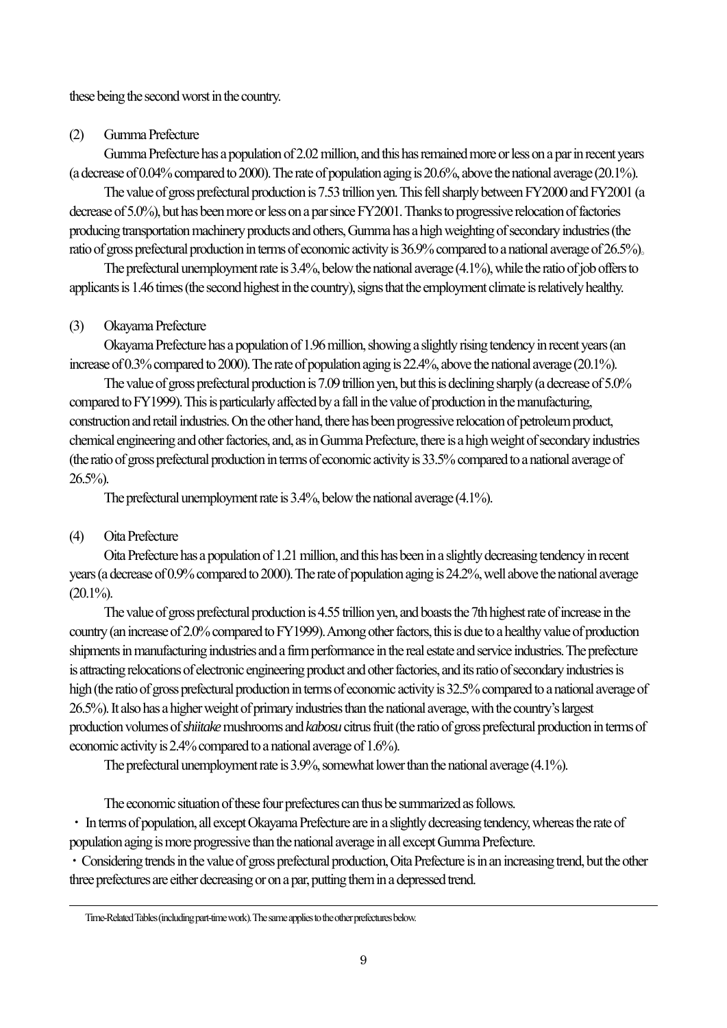these being the second worst in the country.

(2) Gumma Prefecture

Gumma Prefecture has a population of 2.02 million, and this has remained more or less on a par in recent years (a decrease of 0.04% compared to 2000). The rate of population aging is 20.6%, above the national average (20.1%).

The value of gross prefectural production is 7.53 trillion yen. This fell sharply between FY2000 and FY2001 (a decrease of 5.0%), but has been more or less on a par since FY2001. Thanks to progressive relocation of factories producing transportation machinery products and others, Gumma has a high weighting of secondary industries (the ratio of gross prefectural production in terms of economic activity is 36.9% compared to a national average of 26.5%)。

The prefectural unemployment rate is 3.4%, below the national average (4.1%), while the ratio of job offers to applicants is 1.46 times (the second highest in the country), signs that the employment climate is relatively healthy.

(3) Okayama Prefecture

Okayama Prefecture has a population of 1.96 million, showing a slightly rising tendency in recent years (an increase of 0.3% compared to 2000). The rate of population aging is 22.4%, above the national average (20.1%).

The value of gross prefectural production is 7.09 trillion yen, but this is declining sharply (a decrease of 5.0% compared to FY1999). This is particularly affected by a fall in the value of production in the manufacturing, construction and retail industries. On the other hand, there has been progressive relocation of petroleum product, chemical engineering and other factories, and, as in Gumma Prefecture, there is a high weight of secondary industries (the ratio of gross prefectural production in terms of economic activity is 33.5% compared to a national average of 26.5%).

The prefectural unemployment rate is 3.4%, below the national average (4.1%).

(4) Oita Prefecture

Oita Prefecture has a population of 1.21 million, and this has been in a slightly decreasing tendency in recent years (a decrease of 0.9% compared to 2000). The rate of population aging is 24.2%, well above the national average (20.1%).

The value of gross prefectural production is 4.55 trillion yen, and boasts the 7th highest rate of increase in the country (an increase of 2.0% compared to FY1999). Among other factors, this is due to a healthy value of production shipments in manufacturing industries and a firm performance in the real estate and service industries. The prefecture is attracting relocations of electronic engineering product and other factories, and its ratio of secondary industries is high (the ratio of gross prefectural production in terms of economic activity is 32.5% compared to a national average of 26.5%). It also has a higher weight of primary industries than the national average, with the country's largest production volumes of *shiitake* mushrooms and *kabosu* citrus fruit (the ratio of gross prefectural production in terms of economic activity is 2.4% compared to a national average of 1.6%).

The prefectural unemployment rate is 3.9%, somewhat lower than the national average (4.1%).

The economic situation of these four prefectures can thus be summarized as follows.

・ In terms of population, all except Okayama Prefecture are in a slightly decreasing tendency, whereas the rate of population aging is more progressive than the national average in all except Gumma Prefecture.

・ Considering trends in the value of gross prefectural production, Oita Prefecture is in an increasing trend, but the other three prefectures are either decreasing or on a par, putting them in a depressed trend.

---

Time-Related Tables (including part-time work). The same applies to the other prefectures below.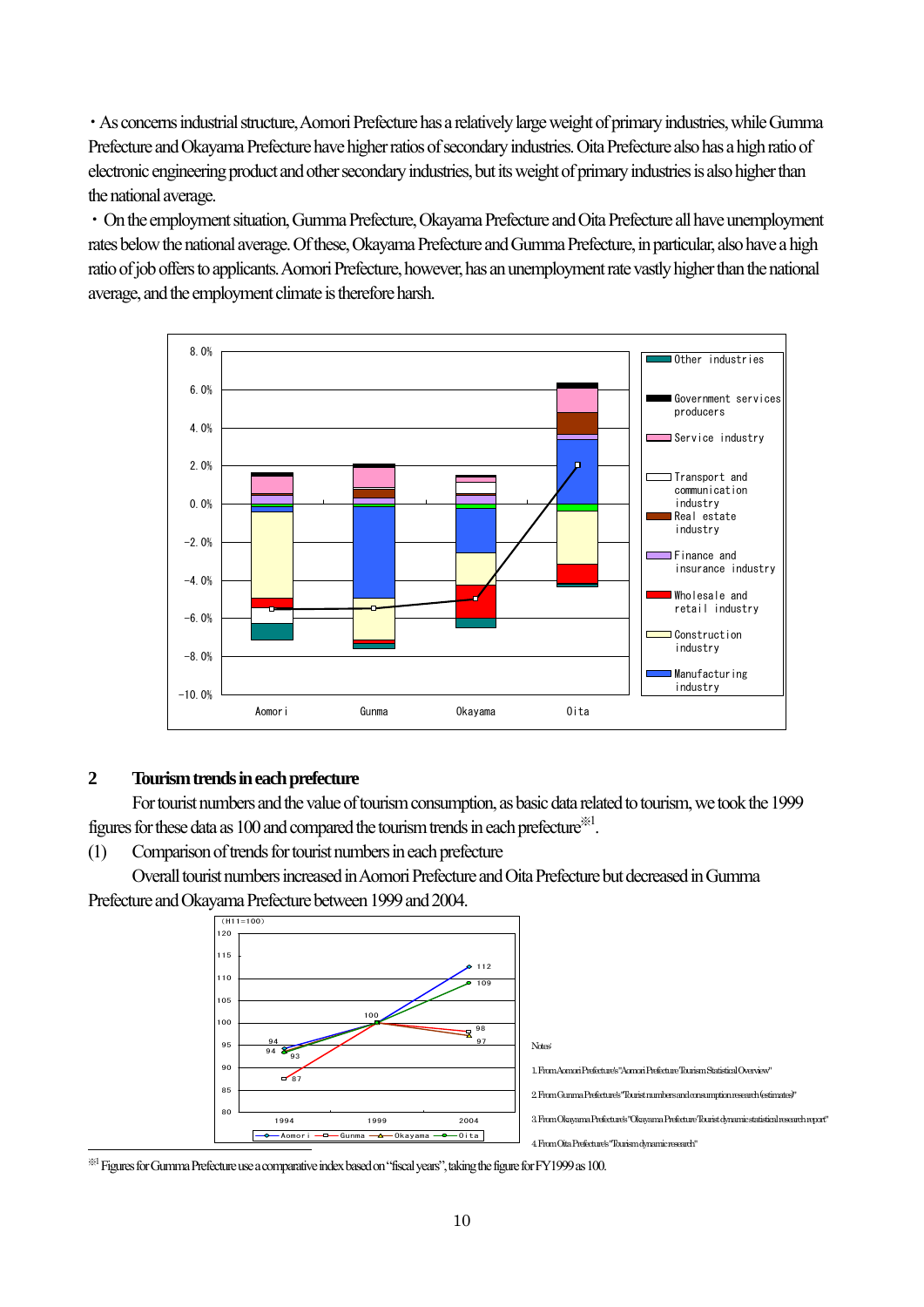・As concerns industrial structure, Aomori Prefecture has a relatively large weight of primary industries, while Gumma Prefecture and Okayama Prefecture have higher ratios of secondary industries. Oita Prefecture also has a high ratio of electronic engineering product and other secondary industries, but its weight of primary industries is also higher than the national average.

・On the employment situation, Gumma Prefecture, Okayama Prefecture and Oita Prefecture all have unemployment rates below the national average. Of these, Okayama Prefecture and Gumma Prefecture, in particular, also have a high ratio of job offers to applicants. Aomori Prefecture, however, has an unemployment rate vastly higher than the national average, and the employment climate is therefore harsh.

## 2 Tourism trends in each prefecture

For tourist numbers and the value of tourism consumption, as basic data related to tourism, we took the 1999 figures for these data as 100 and compared the tourism trends in each prefecture※1.

(1) Comparison of trends for tourist numbers in each prefecture

Overall tourist numbers increased in Aomori Prefecture and Oita Prefecture but decreased in Gumma Prefecture and Okayama Prefecture between 1999 and 2004.

Notes:

1. From Aomori Prefecture's "Aomori Prefecture Tourism Statistical Overview"
2. From Gumma Prefecture's "Tourist numbers and consumption research (estimates)"
3. From Okayama Prefecture's "Okayama Prefecture Tourist dynamic statistical research report"
4. From Oita Prefecture's "Tourism dynamic research"

※1 Figures for Gumma Prefecture use a comparative index based on "fiscal years", taking the figure for FY1999 as 100.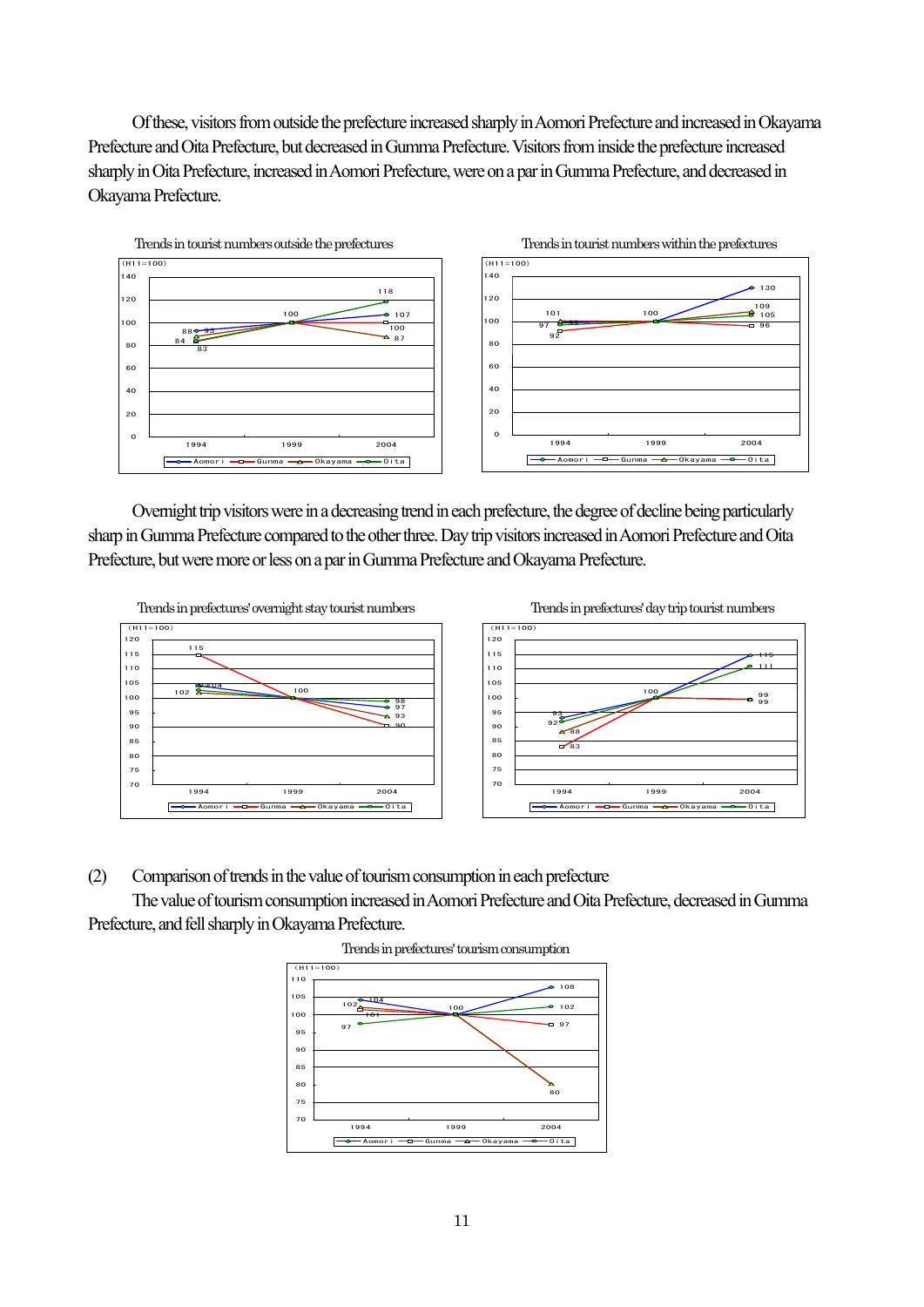Of these, visitors from outside the prefecture increased sharply in Aomori Prefecture and increased in Okayama Prefecture and Oita Prefecture, but decreased in Gumma Prefecture. Visitors from inside the prefecture increased sharply in Oita Prefecture, increased in Aomori Prefecture, were on a par in Gumma Prefecture, and decreased in Okayama Prefecture.

Trends in tourist numbers outside the prefectures

Trends in tourist numbers within the prefectures

Overnight trip visitors were in a decreasing trend in each prefecture, the degree of decline being particularly sharp in Gumma Prefecture compared to the other three. Day trip visitors increased in Aomori Prefecture and Oita Prefecture, but were more or less on a par in Gumma Prefecture and Okayama Prefecture.

Trends in prefectures' overnight stay tourist numbers

Trends in prefectures' day trip tourist numbers

(2) Comparison of trends in the value of tourism consumption in each prefecture

The value of tourism consumption increased in Aomori Prefecture and Oita Prefecture, decreased in Gumma Prefecture, and fell sharply in Okayama Prefecture.

Trends in prefectures' tourism consumption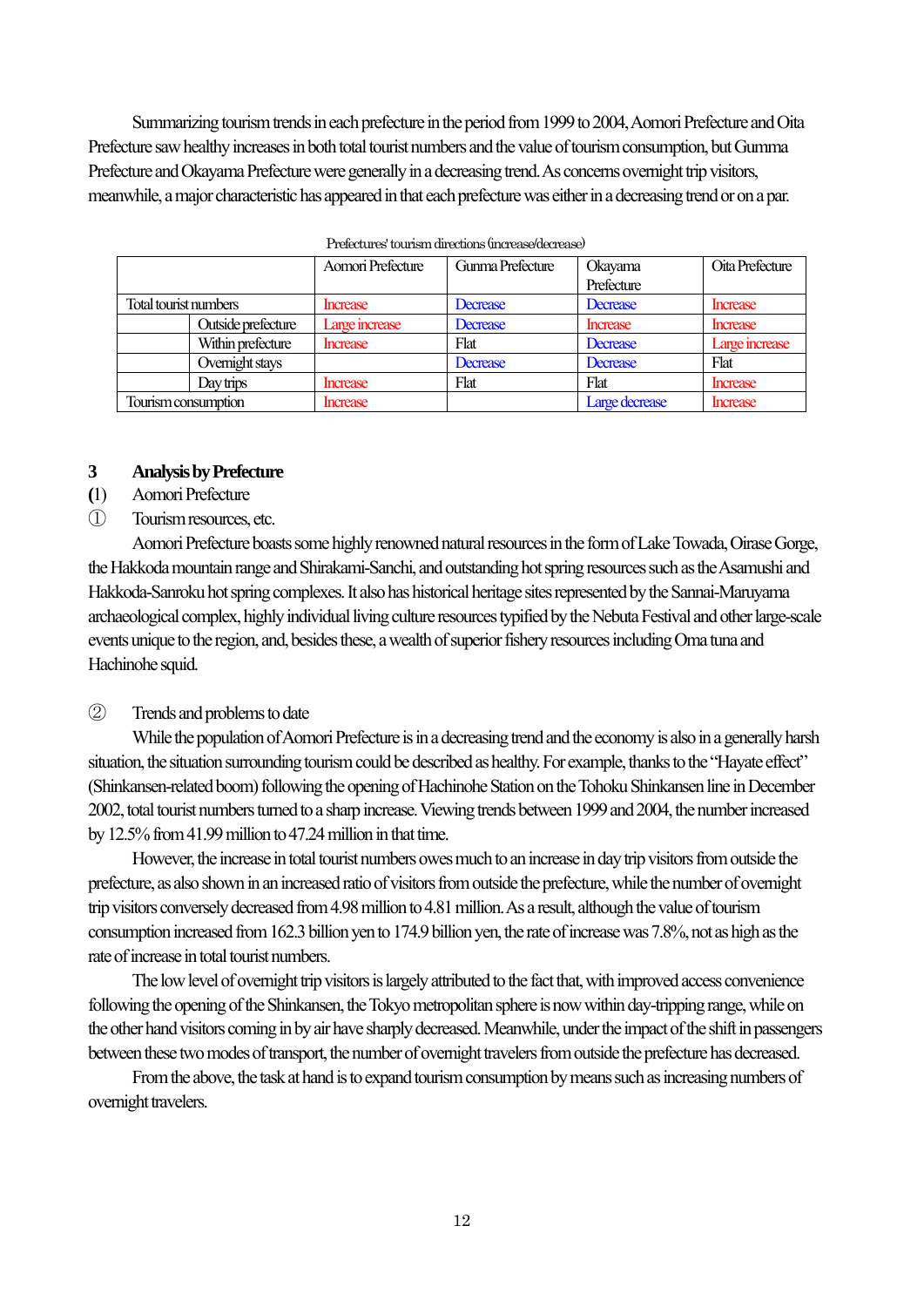Summarizing tourism trends in each prefecture in the period from 1999 to 2004, Aomori Prefecture and Oita Prefecture saw healthy increases in both total tourist numbers and the value of tourism consumption, but Gumma Prefecture and Okayama Prefecture were generally in a decreasing trend. As concerns overnight trip visitors, meanwhile, a major characteristic has appeared in that each prefecture was either in a decreasing trend or on a par.

Prefectures' tourism directions (increase/decrease)

| | | Aomori Prefecture | Gumma Prefecture | Okayama Prefecture | Oita Prefecture |
|---|---|---|---|---|---|
| Total tourist numbers | | Increase | Decrease | Decrease | Increase |
| | Outside prefecture | Large increase | Decrease | Increase | Increase |
| | Within prefecture | Increase | Flat | Decrease | Large increase |
| | Overnight stays | | Decrease | Decrease | Flat |
| | Day trips | Increase | Flat | Flat | Increase |
| Tourism consumption | | Increase | | Large decrease | Increase |

## 3 Analysis by Prefecture

### (1) Aomori Prefecture

#### ① Tourism resources, etc.

Aomori Prefecture boasts some highly renowned natural resources in the form of Lake Towada, Oirase Gorge, the Hakkoda mountain range and Shirakami-Sanchi, and outstanding hot spring resources such as the Asamushi and Hakkoda-Sanroku hot spring complexes. It also has historical heritage sites represented by the Sannai-Maruyama archaeological complex, highly individual living culture resources typified by the Nebuta Festival and other large-scale events unique to the region, and, besides these, a wealth of superior fishery resources including Oma tuna and Hachinohe squid.

#### ② Trends and problems to date

While the population of Aomori Prefecture is in a decreasing trend and the economy is also in a generally harsh situation, the situation surrounding tourism could be described as healthy. For example, thanks to the "Hayate effect" (Shinkansen-related boom) following the opening of Hachinohe Station on the Tohoku Shinkansen line in December 2002, total tourist numbers turned to a sharp increase. Viewing trends between 1999 and 2004, the number increased by 12.5% from 41.99 million to 47.24 million in that time.

However, the increase in total tourist numbers owes much to an increase in day trip visitors from outside the prefecture, as also shown in an increased ratio of visitors from outside the prefecture, while the number of overnight trip visitors conversely decreased from 4.98 million to 4.81 million. As a result, although the value of tourism consumption increased from 162.3 billion yen to 174.9 billion yen, the rate of increase was 7.8%, not as high as the rate of increase in total tourist numbers.

The low level of overnight trip visitors is largely attributed to the fact that, with improved access convenience following the opening of the Shinkansen, the Tokyo metropolitan sphere is now within day-tripping range, while on the other hand visitors coming in by air have sharply decreased. Meanwhile, under the impact of the shift in passengers between these two modes of transport, the number of overnight travelers from outside the prefecture has decreased.

From the above, the task at hand is to expand tourism consumption by means such as increasing numbers of overnight travelers.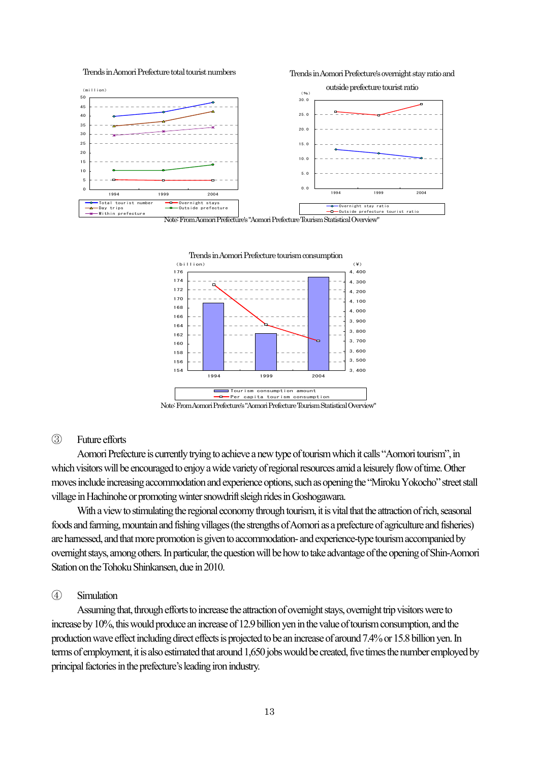Trends in Aomori Prefecture total tourist numbers

Trends in Aomori Prefecture's overnight stay ratio and outside prefecture tourist ratio

Note: From Aomori Prefecture's "Aomori Prefecture Tourism Statistical Overview"

Trends in Aomori Prefecture tourism consumption

Note: From Aomori Prefecture's "Aomori Prefecture Tourism Statistical Overview"

### ③ Future efforts

Aomori Prefecture is currently trying to achieve a new type of tourism which it calls "Aomori tourism", in which visitors will be encouraged to enjoy a wide variety of regional resources amid a leisurely flow of time. Other moves include increasing accommodation and experience options, such as opening the "Miroku Yokocho" street stall village in Hachinohe or promoting winter snowdrift sleigh rides in Goshogawara.

With a view to stimulating the regional economy through tourism, it is vital that the attraction of rich, seasonal foods and farming, mountain and fishing villages (the strengths of Aomori as a prefecture of agriculture and fisheries) are harnessed, and that more promotion is given to accommodation- and experience-type tourism accompanied by overnight stays, among others. In particular, the question will be how to take advantage of the opening of Shin-Aomori Station on the Tohoku Shinkansen, due in 2010.

### ④ Simulation

Assuming that, through efforts to increase the attraction of overnight stays, overnight trip visitors were to increase by 10%, this would produce an increase of 12.9 billion yen in the value of tourism consumption, and the production wave effect including direct effects is projected to be an increase of around 7.4% or 15.8 billion yen. In terms of employment, it is also estimated that around 1,650 jobs would be created, five times the number employed by principal factories in the prefecture's leading iron industry.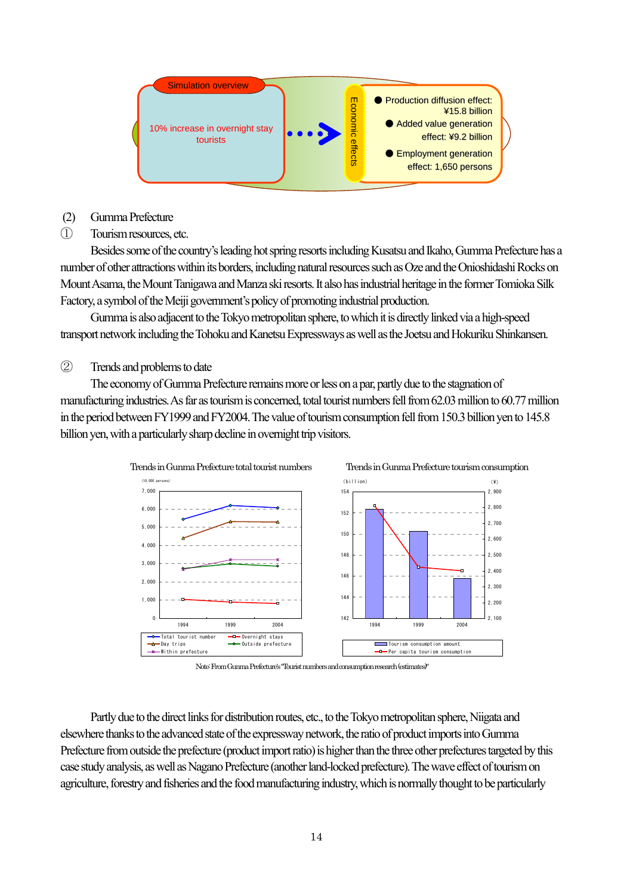Simulation overview

10% increase in overnight stay tourists

Economic effects

- Production diffusion effect: ¥15.8 billion
- Added value generation effect: ¥9.2 billion
- Employment generation effect: 1,650 persons

(2) Gumma Prefecture

① Tourism resources, etc.

Besides some of the country's leading hot spring resorts including Kusatsu and Ikaho, Gumma Prefecture has a number of other attractions within its borders, including natural resources such as Oze and the Onioshidashi Rocks on Mount Asama, the Mount Tanigawa and Manza ski resorts. It also has industrial heritage in the former Tomioka Silk Factory, a symbol of the Meiji government's policy of promoting industrial production.

Gumma is also adjacent to the Tokyo metropolitan sphere, to which it is directly linked via a high-speed transport network including the Tohoku and Kanetsu Expressways as well as the Joetsu and Hokuriku Shinkansen.

② Trends and problems to date

The economy of Gumma Prefecture remains more or less on a par, partly due to the stagnation of manufacturing industries. As far as tourism is concerned, total tourist numbers fell from 62.03 million to 60.77 million in the period between FY1999 and FY2004. The value of tourism consumption fell from 150.3 billion yen to 145.8 billion yen, with a particularly sharp decline in overnight trip visitors.

Trends in Gumma Prefecture total tourist numbers

Trends in Gumma Prefecture tourism consumption

Note: From Gumma Prefecture's "Tourist numbers and consumption research (estimates)"

Partly due to the direct links for distribution routes, etc., to the Tokyo metropolitan sphere, Niigata and elsewhere thanks to the advanced state of the expressway network, the ratio of product imports into Gumma Prefecture from outside the prefecture (product import ratio) is higher than the three other prefectures targeted by this case study analysis, as well as Nagano Prefecture (another land-locked prefecture). The wave effect of tourism on agriculture, forestry and fisheries and the food manufacturing industry, which is normally thought to be particularly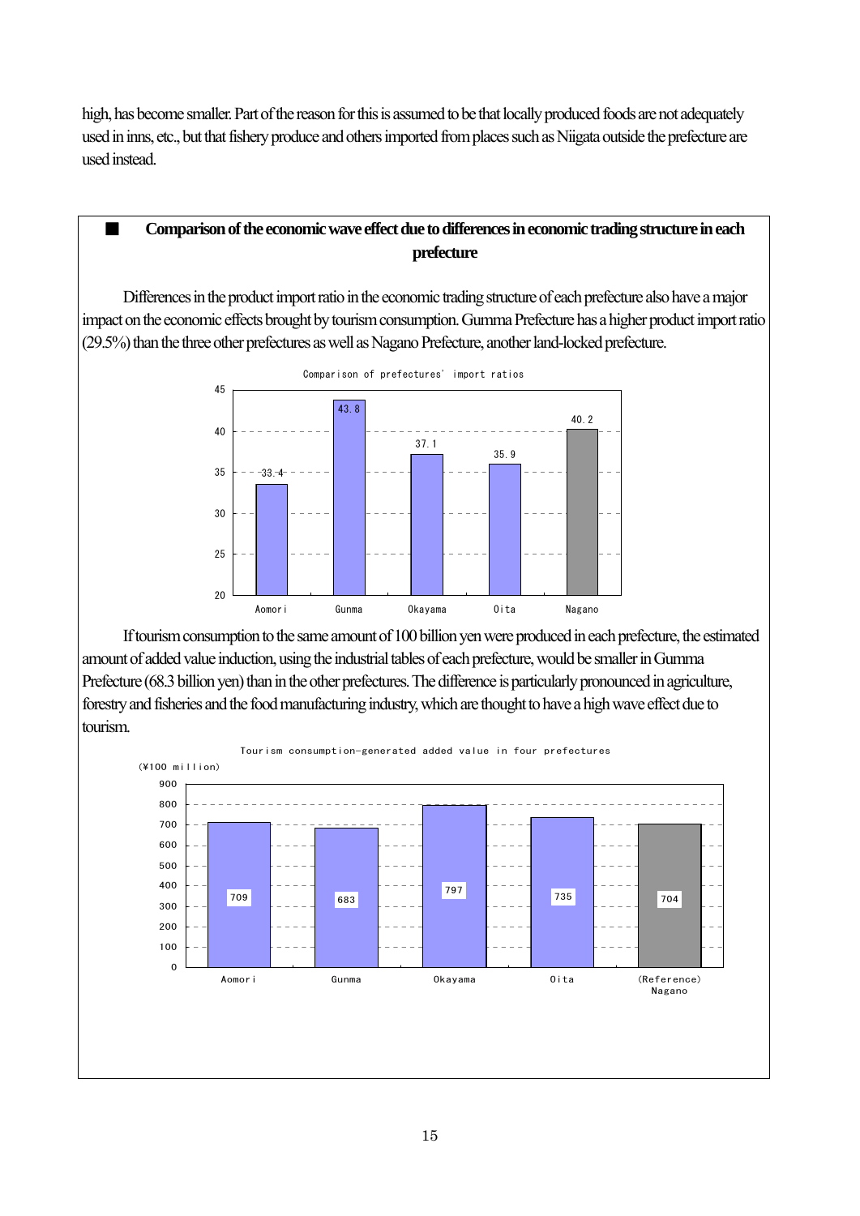high, has become smaller. Part of the reason for this is assumed to be that locally produced foods are not adequately used in inns, etc., but that fishery produce and others imported from places such as Niigata outside the prefecture are used instead.

## ■ Comparison of the economic wave effect due to differences in economic trading structure in each prefecture

Differences in the product import ratio in the economic trading structure of each prefecture also have a major impact on the economic effects brought by tourism consumption. Gumma Prefecture has a higher product import ratio (29.5%) than the three other prefectures as well as Nagano Prefecture, another land-locked prefecture.

Comparison of prefectures' import ratios

| Aomori | Gunma | Okayama | Oita | Nagano |
|---|---|---|---|---|
| 33.4 | 43.8 | 37.1 | 35.9 | 40.2 |

If tourism consumption to the same amount of 100 billion yen were produced in each prefecture, the estimated amount of added value induction, using the industrial tables of each prefecture, would be smaller in Gumma Prefecture (68.3 billion yen) than in the other prefectures. The difference is particularly pronounced in agriculture, forestry and fisheries and the food manufacturing industry, which are thought to have a high wave effect due to tourism.

Tourism consumption-generated added value in four prefectures

(¥100 million)

| Aomori | Gunma | Okayama | Oita | (Reference) Nagano |
|---|---|---|---|---|
| 709 | 683 | 797 | 735 | 704 |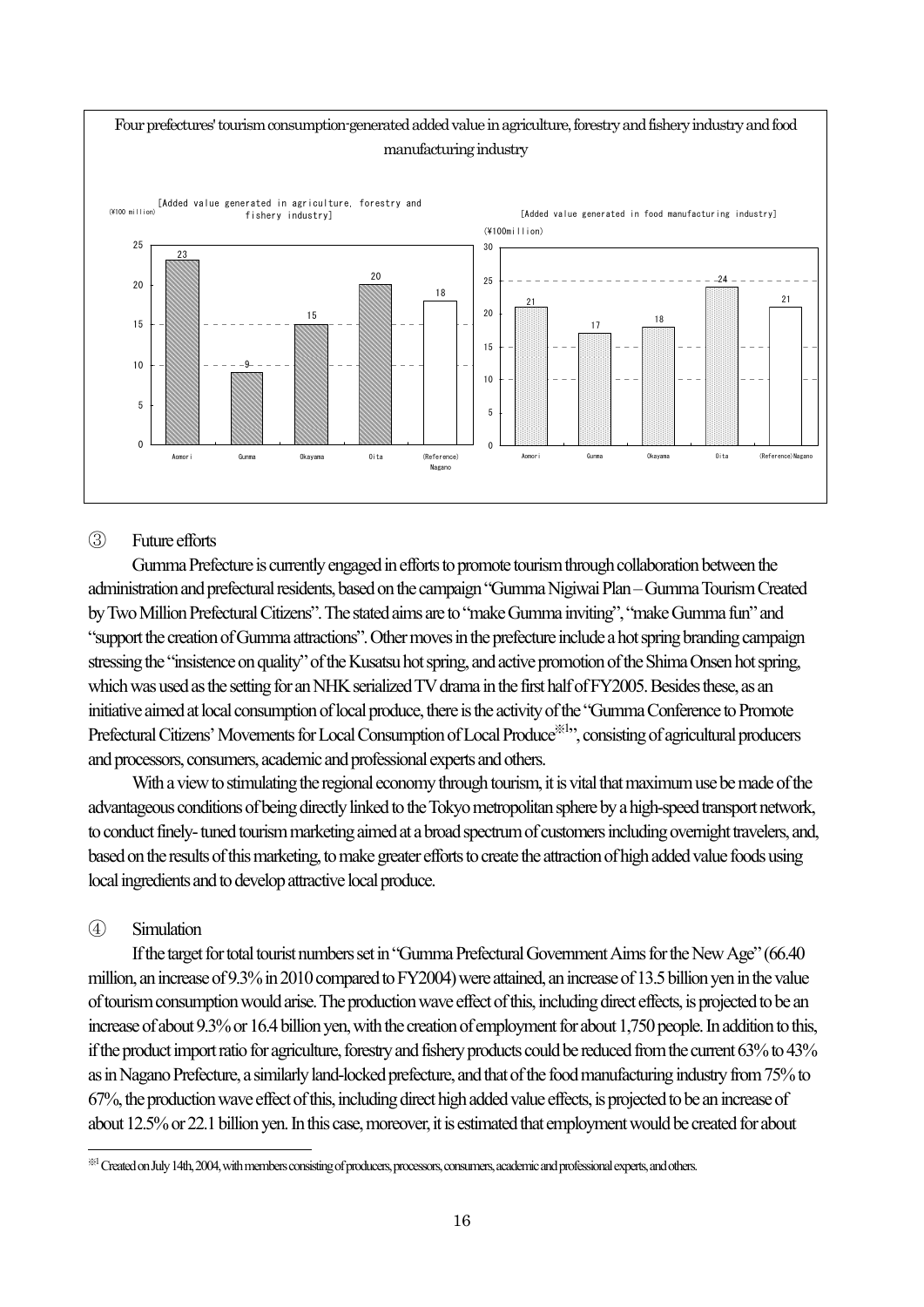Four prefectures' tourism consumption-generated added value in agriculture, forestry and fishery industry and food manufacturing industry

[Added value generated in agriculture, forestry and fishery industry] (¥100 million)

| Aomori | Gumma | Okayama | Oita | (Reference) Nagano |
|---|---|---|---|---|
| 23 | 9 | 15 | 20 | 18 |

[Added value generated in food manufacturing industry] (¥100million)

| Aomori | Gumma | Okayama | Oita | (Reference)Nagano |
|---|---|---|---|---|
| 21 | 17 | 18 | 24 | 21 |

③ Future efforts

Gumma Prefecture is currently engaged in efforts to promote tourism through collaboration between the administration and prefectural residents, based on the campaign "Gumma Nigiwai Plan – Gumma Tourism Created by Two Million Prefectural Citizens". The stated aims are to "make Gumma inviting", "make Gumma fun" and "support the creation of Gumma attractions". Other moves in the prefecture include a hot spring branding campaign stressing the "insistence on quality" of the Kusatsu hot spring, and active promotion of the Shima Onsen hot spring, which was used as the setting for an NHK serialized TV drama in the first half of FY2005. Besides these, as an initiative aimed at local consumption of local produce, there is the activity of the "Gumma Conference to Promote Prefectural Citizens' Movements for Local Consumption of Local Produce[※1]", consisting of agricultural producers and processors, consumers, academic and professional experts and others.

With a view to stimulating the regional economy through tourism, it is vital that maximum use be made of the advantageous conditions of being directly linked to the Tokyo metropolitan sphere by a high-speed transport network, to conduct finely- tuned tourism marketing aimed at a broad spectrum of customers including overnight travelers, and, based on the results of this marketing, to make greater efforts to create the attraction of high added value foods using local ingredients and to develop attractive local produce.

④ Simulation

If the target for total tourist numbers set in "Gumma Prefectural Government Aims for the New Age" (66.40 million, an increase of 9.3% in 2010 compared to FY2004) were attained, an increase of 13.5 billion yen in the value of tourism consumption would arise. The production wave effect of this, including direct effects, is projected to be an increase of about 9.3% or 16.4 billion yen, with the creation of employment for about 1,750 people. In addition to this, if the product import ratio for agriculture, forestry and fishery products could be reduced from the current 63% to 43% as in Nagano Prefecture, a similarly land-locked prefecture, and that of the food manufacturing industry from 75% to 67%, the production wave effect of this, including direct high added value effects, is projected to be an increase of about 12.5% or 22.1 billion yen. In this case, moreover, it is estimated that employment would be created for about

[※1] Created on July 14th, 2004, with members consisting of producers, processors, consumers, academic and professional experts, and others.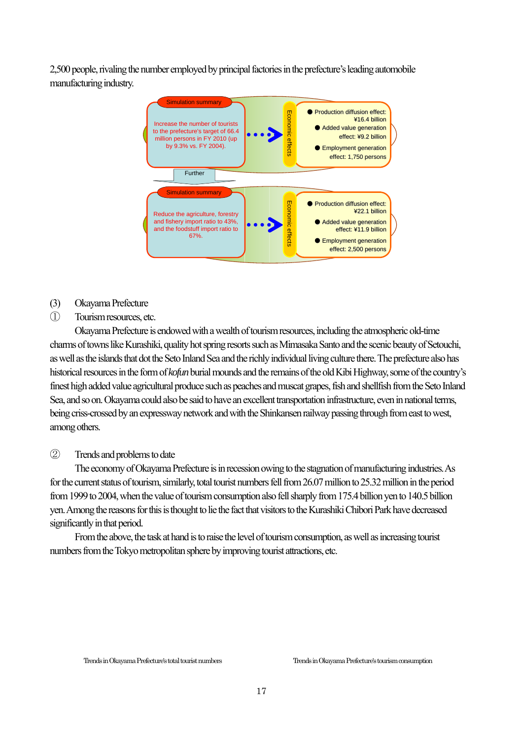2,500 people, rivaling the number employed by principal factories in the prefecture's leading automobile manufacturing industry.

Simulation summary

Increase the number of tourists to the prefecture's target of 66.4 million persons in FY 2010 (up by 9.3% vs. FY 2004).

Economic effects

- Production diffusion effect: ¥16.4 billion
- Added value generation effect: ¥9.2 billion
- Employment generation effect: 1,750 persons

Further

Simulation summary

Reduce the agriculture, forestry and fishery import ratio to 43%, and the foodstuff import ratio to 67%.

Economic effects

- Production diffusion effect: ¥22.1 billion
- Added value generation effect: ¥11.9 billion
- Employment generation effect: 2,500 persons

(3) Okayama Prefecture

① Tourism resources, etc.

Okayama Prefecture is endowed with a wealth of tourism resources, including the atmospheric old-time charms of towns like Kurashiki, quality hot spring resorts such as Mimasaka Santo and the scenic beauty of Setouchi, as well as the islands that dot the Seto Inland Sea and the richly individual living culture there. The prefecture also has historical resources in the form of *kofun* burial mounds and the remains of the old Kibi Highway, some of the country's finest high added value agricultural produce such as peaches and muscat grapes, fish and shellfish from the Seto Inland Sea, and so on. Okayama could also be said to have an excellent transportation infrastructure, even in national terms, being criss-crossed by an expressway network and with the Shinkansen railway passing through from east to west, among others.

② Trends and problems to date

The economy of Okayama Prefecture is in recession owing to the stagnation of manufacturing industries. As for the current status of tourism, similarly, total tourist numbers fell from 26.07 million to 25.32 million in the period from 1999 to 2004, when the value of tourism consumption also fell sharply from 175.4 billion yen to 140.5 billion yen. Among the reasons for this is thought to lie the fact that visitors to the Kurashiki Chibori Park have decreased significantly in that period.

From the above, the task at hand is to raise the level of tourism consumption, as well as increasing tourist numbers from the Tokyo metropolitan sphere by improving tourist attractions, etc.

Trends in Okayama Prefecture's total tourist numbers

Trends in Okayama Prefecture's tourism consumption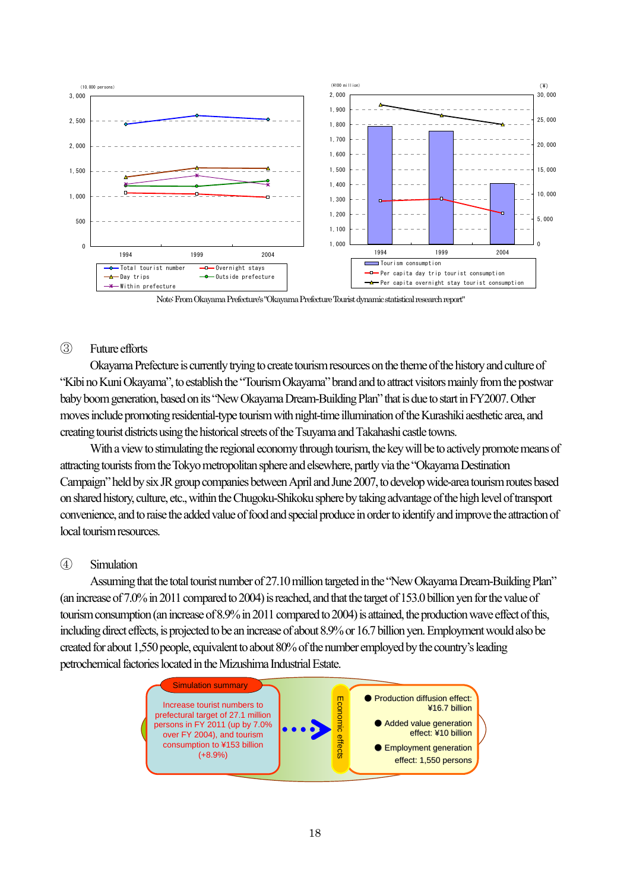Note: From Okayama Prefecture's "Okayama Prefecture Tourist dynamic statistical research report"

③ Future efforts

Okayama Prefecture is currently trying to create tourism resources on the theme of the history and culture of "Kibi no Kuni Okayama", to establish the "Tourism Okayama" brand and to attract visitors mainly from the postwar baby boom generation, based on its "New Okayama Dream-Building Plan" that is due to start in FY2007. Other moves include promoting residential-type tourism with night-time illumination of the Kurashiki aesthetic area, and creating tourist districts using the historical streets of the Tsuyama and Takahashi castle towns.

With a view to stimulating the regional economy through tourism, the key will be to actively promote means of attracting tourists from the Tokyo metropolitan sphere and elsewhere, partly via the "Okayama Destination Campaign" held by six JR group companies between April and June 2007, to develop wide-area tourism routes based on shared history, culture, etc., within the Chugoku-Shikoku sphere by taking advantage of the high level of transport convenience, and to raise the added value of food and special produce in order to identify and improve the attraction of local tourism resources.

④ Simulation

Assuming that the total tourist number of 27.10 million targeted in the "New Okayama Dream-Building Plan" (an increase of 7.0% in 2011 compared to 2004) is reached, and that the target of 153.0 billion yen for the value of tourism consumption (an increase of 8.9% in 2011 compared to 2004) is attained, the production wave effect of this, including direct effects, is projected to be an increase of about 8.9% or 16.7 billion yen. Employment would also be created for about 1,550 people, equivalent to about 80% of the number employed by the country's leading petrochemical factories located in the Mizushima Industrial Estate.

Simulation summary

Increase tourist numbers to prefectural target of 27.1 million persons in FY 2011 (up by 7.0% over FY 2004), and tourism consumption to ¥153 billion (+8.9%)

Economic effects

- Production diffusion effect: ¥16.7 billion
- Added value generation effect: ¥10 billion
- Employment generation effect: 1,550 persons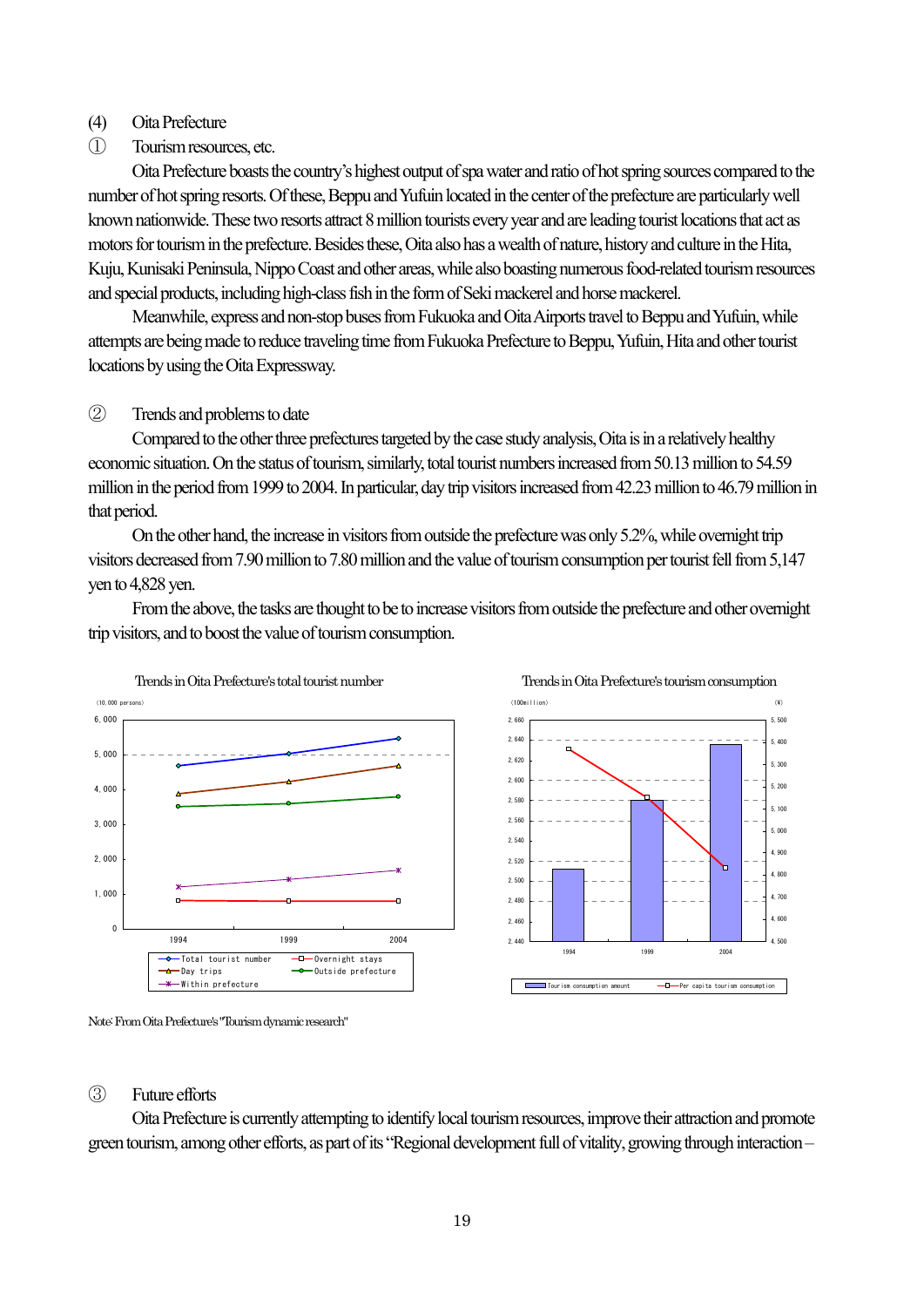(4) Oita Prefecture

① Tourism resources, etc.

Oita Prefecture boasts the country's highest output of spa water and ratio of hot spring sources compared to the number of hot spring resorts. Of these, Beppu and Yufuin located in the center of the prefecture are particularly well known nationwide. These two resorts attract 8 million tourists every year and are leading tourist locations that act as motors for tourism in the prefecture. Besides these, Oita also has a wealth of nature, history and culture in the Hita, Kuju, Kunisaki Peninsula, Nippo Coast and other areas, while also boasting numerous food-related tourism resources and special products, including high-class fish in the form of Seki mackerel and horse mackerel.

Meanwhile, express and non-stop buses from Fukuoka and Oita Airports travel to Beppu and Yufuin, while attempts are being made to reduce traveling time from Fukuoka Prefecture to Beppu, Yufuin, Hita and other tourist locations by using the Oita Expressway.

② Trends and problems to date

Compared to the other three prefectures targeted by the case study analysis, Oita is in a relatively healthy economic situation. On the status of tourism, similarly, total tourist numbers increased from 50.13 million to 54.59 million in the period from 1999 to 2004. In particular, day trip visitors increased from 42.23 million to 46.79 million in that period.

On the other hand, the increase in visitors from outside the prefecture was only 5.2%, while overnight trip visitors decreased from 7.90 million to 7.80 million and the value of tourism consumption per tourist fell from 5,147 yen to 4,828 yen.

From the above, the tasks are thought to be to increase visitors from outside the prefecture and other overnight trip visitors, and to boost the value of tourism consumption.

Trends in Oita Prefecture's total tourist number

(10,000 persons)

Legend: Total tourist number; Overnight stays; Day trips; Outside prefecture; Within prefecture

Trends in Oita Prefecture's tourism consumption

(100million) (¥)

Legend: Tourism consumption amount; Per capita tourism consumption

Note: From Oita Prefecture's "Tourism dynamic research"

③ Future efforts

Oita Prefecture is currently attempting to identify local tourism resources, improve their attraction and promote green tourism, among other efforts, as part of its "Regional development full of vitality, growing through interaction –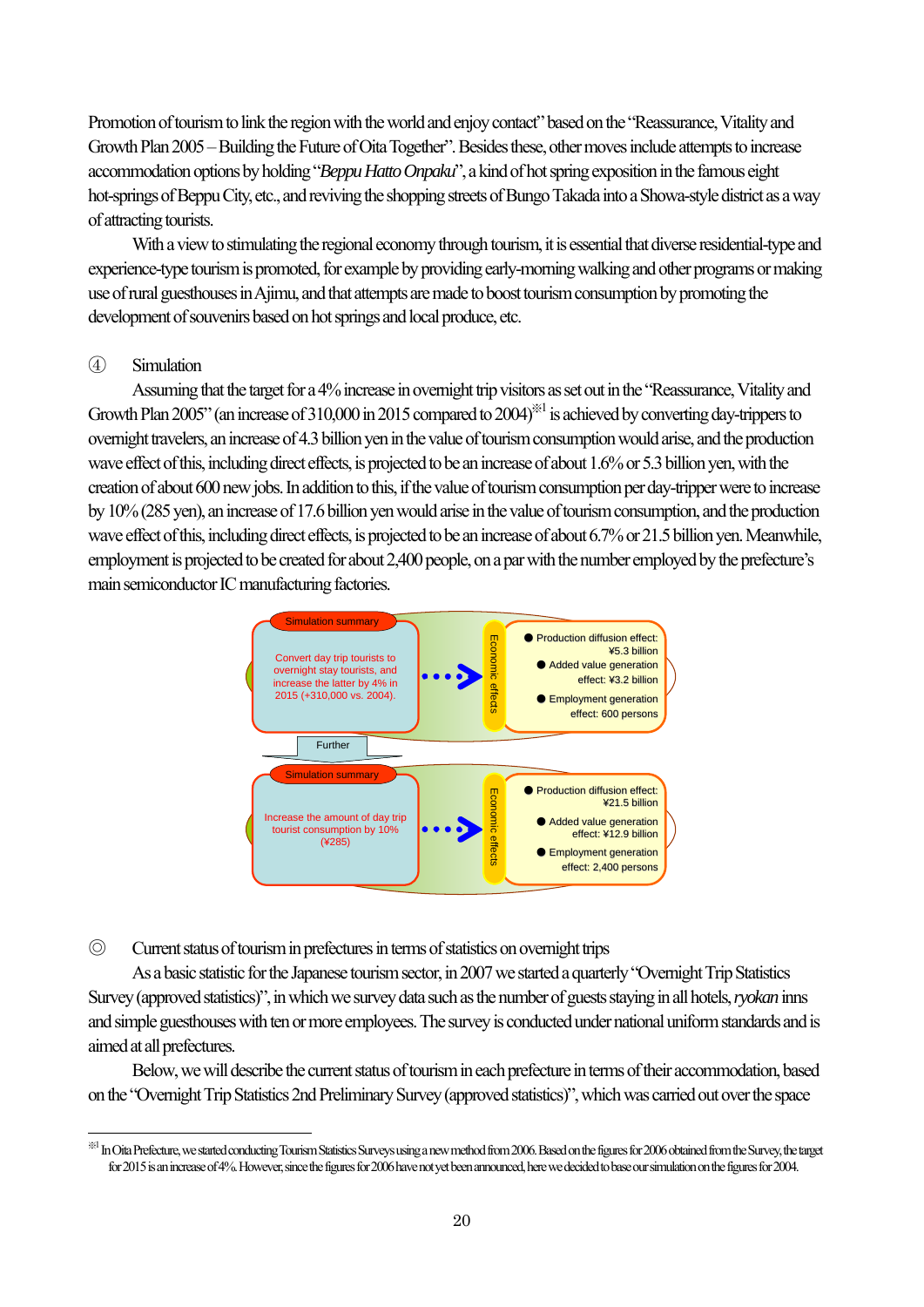Promotion of tourism to link the region with the world and enjoy contact" based on the "Reassurance, Vitality and Growth Plan 2005 – Building the Future of Oita Together". Besides these, other moves include attempts to increase accommodation options by holding "*Beppu Hatto Onpaku*", a kind of hot spring exposition in the famous eight hot-springs of Beppu City, etc., and reviving the shopping streets of Bungo Takada into a Showa-style district as a way of attracting tourists.

With a view to stimulating the regional economy through tourism, it is essential that diverse residential-type and experience-type tourism is promoted, for example by providing early-morning walking and other programs or making use of rural guesthouses in Ajimu, and that attempts are made to boost tourism consumption by promoting the development of souvenirs based on hot springs and local produce, etc.

④ Simulation

Assuming that the target for a 4% increase in overnight trip visitors as set out in the "Reassurance, Vitality and Growth Plan 2005" (an increase of 310,000 in 2015 compared to 2004)※1 is achieved by converting day-trippers to overnight travelers, an increase of 4.3 billion yen in the value of tourism consumption would arise, and the production wave effect of this, including direct effects, is projected to be an increase of about 1.6% or 5.3 billion yen, with the creation of about 600 new jobs. In addition to this, if the value of tourism consumption per day-tripper were to increase by 10% (285 yen), an increase of 17.6 billion yen would arise in the value of tourism consumption, and the production wave effect of this, including direct effects, is projected to be an increase of about 6.7% or 21.5 billion yen. Meanwhile, employment is projected to be created for about 2,400 people, on a par with the number employed by the prefecture's main semiconductor IC manufacturing factories.

| Simulation summary | | Economic effects |
|---|---|---|
| Convert day trip tourists to overnight stay tourists, and increase the latter by 4% in 2015 (+310,000 vs. 2004). | → | ● Production diffusion effect: ¥5.3 billion<br>● Added value generation effect: ¥3.2 billion<br>● Employment generation effect: 600 persons |
| Further | | |
| Increase the amount of day trip tourist consumption by 10% (¥285) | → | ● Production diffusion effect: ¥21.5 billion<br>● Added value generation effect: ¥12.9 billion<br>● Employment generation effect: 2,400 persons |

◎ Current status of tourism in prefectures in terms of statistics on overnight trips

As a basic statistic for the Japanese tourism sector, in 2007 we started a quarterly "Overnight Trip Statistics Survey (approved statistics)", in which we survey data such as the number of guests staying in all hotels, *ryokan* inns and simple guesthouses with ten or more employees. The survey is conducted under national uniform standards and is aimed at all prefectures.

Below, we will describe the current status of tourism in each prefecture in terms of their accommodation, based on the "Overnight Trip Statistics 2nd Preliminary Survey (approved statistics)", which was carried out over the space

※1 In Oita Prefecture, we started conducting Tourism Statistics Surveys using a new method from 2006. Based on the figures for 2006 obtained from the Survey, the target for 2015 is an increase of 4%. However, since the figures for 2006 have not yet been announced, here we decided to base our simulation on the figures for 2004.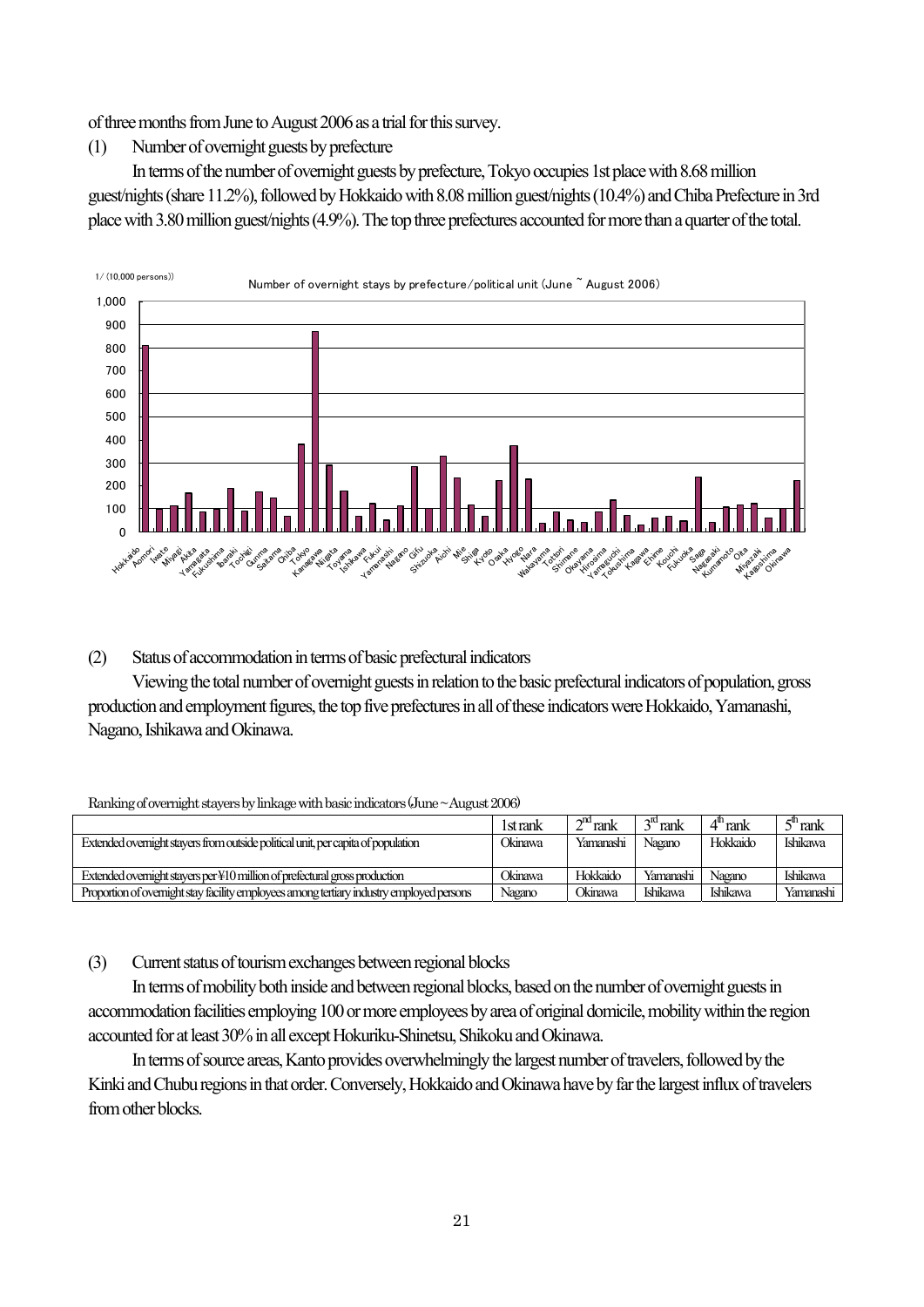of three months from June to August 2006 as a trial for this survey.

(1) Number of overnight guests by prefecture

In terms of the number of overnight guests by prefecture, Tokyo occupies 1st place with 8.68 million guest/nights (share 11.2%), followed by Hokkaido with 8.08 million guest/nights (10.4%) and Chiba Prefecture in 3rd place with 3.80 million guest/nights (4.9%). The top three prefectures accounted for more than a quarter of the total.

(2) Status of accommodation in terms of basic prefectural indicators

Viewing the total number of overnight guests in relation to the basic prefectural indicators of population, gross production and employment figures, the top five prefectures in all of these indicators were Hokkaido, Yamanashi, Nagano, Ishikawa and Okinawa.

Ranking of overnight stayers by linkage with basic indicators (June ~ August 2006)

| | 1st rank | 2nd rank | 3rd rank | 4th rank | 5th rank |
|---|---|---|---|---|---|
| Extended overnight stayers from outside political unit, per capita of population | Okinawa | Yamanashi | Nagano | Hokkaido | Ishikawa |
| Extended overnight stayers per ¥10 million of prefectural gross production | Okinawa | Hokkaido | Yamanashi | Nagano | Ishikawa |
| Proportion of overnight stay facility employees among tertiary industry employed persons | Nagano | Okinawa | Ishikawa | Ishikawa | Yamanashi |

(3) Current status of tourism exchanges between regional blocks

In terms of mobility both inside and between regional blocks, based on the number of overnight guests in accommodation facilities employing 100 or more employees by area of original domicile, mobility within the region accounted for at least 30% in all except Hokuriku-Shinetsu, Shikoku and Okinawa.

In terms of source areas, Kanto provides overwhelmingly the largest number of travelers, followed by the Kinki and Chubu regions in that order. Conversely, Hokkaido and Okinawa have by far the largest influx of travelers from other blocks.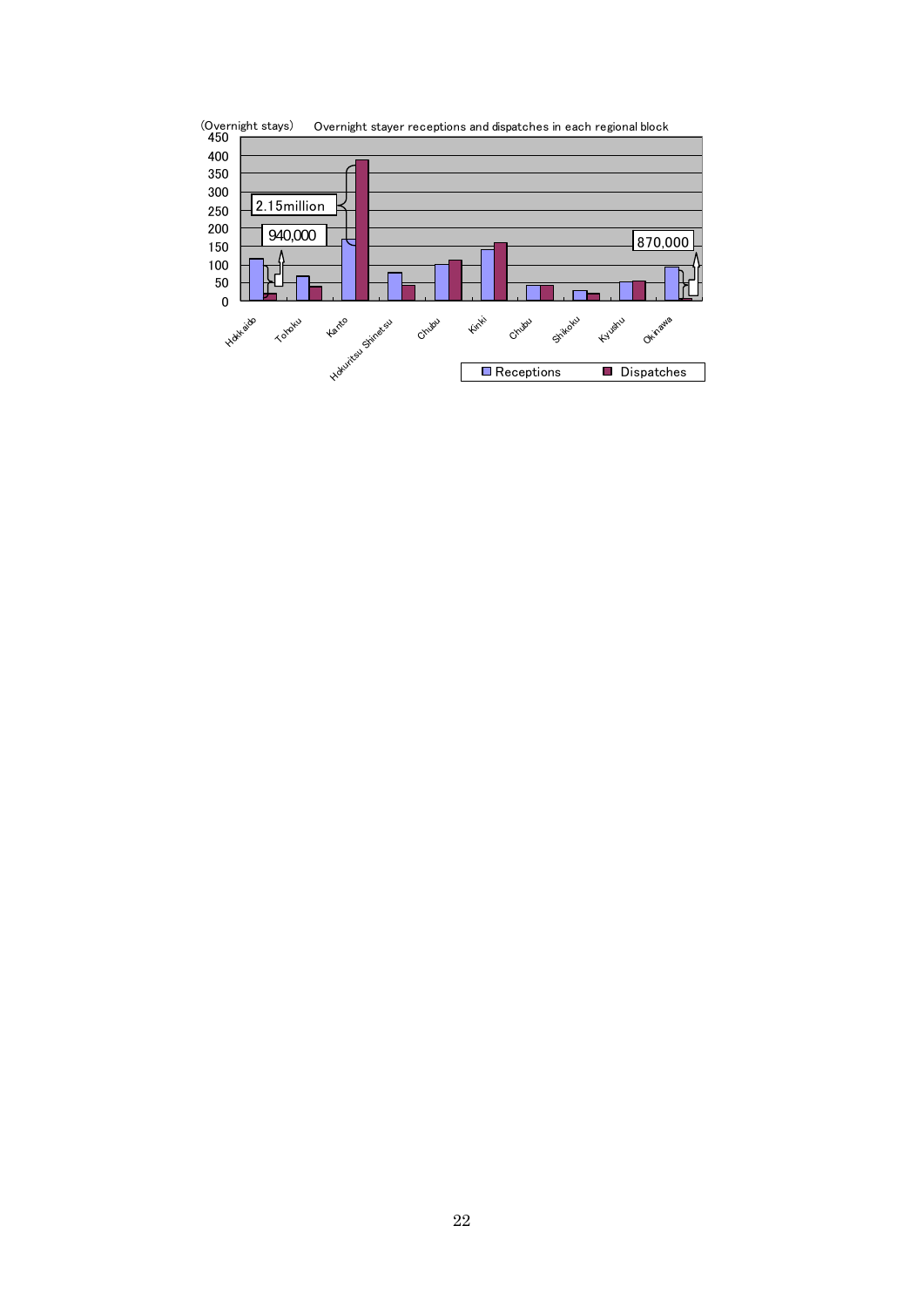(Overnight stays) Overnight stayer receptions and dispatches in each regional block

| Regional block | Receptions | Dispatches |
|---|---|---|
| Hokkaido | ~115 | ~20 |
| Tohoku | ~68 | ~40 |
| Kanto | ~170 | ~385 |
| Hokuritsu Shinetsu | ~78 | ~43 |
| Chubu | ~100 | ~112 |
| Kinki | ~140 | ~160 |
| Chubu | ~43 | ~43 |
| Shikoku | ~28 | ~20 |
| Kyushu | ~52 | ~55 |
| Okinawa | ~92 | ~5 |

Annotations: 2.15million (Kanto); 940,000 (Hokkaido); 870,000 (Okinawa)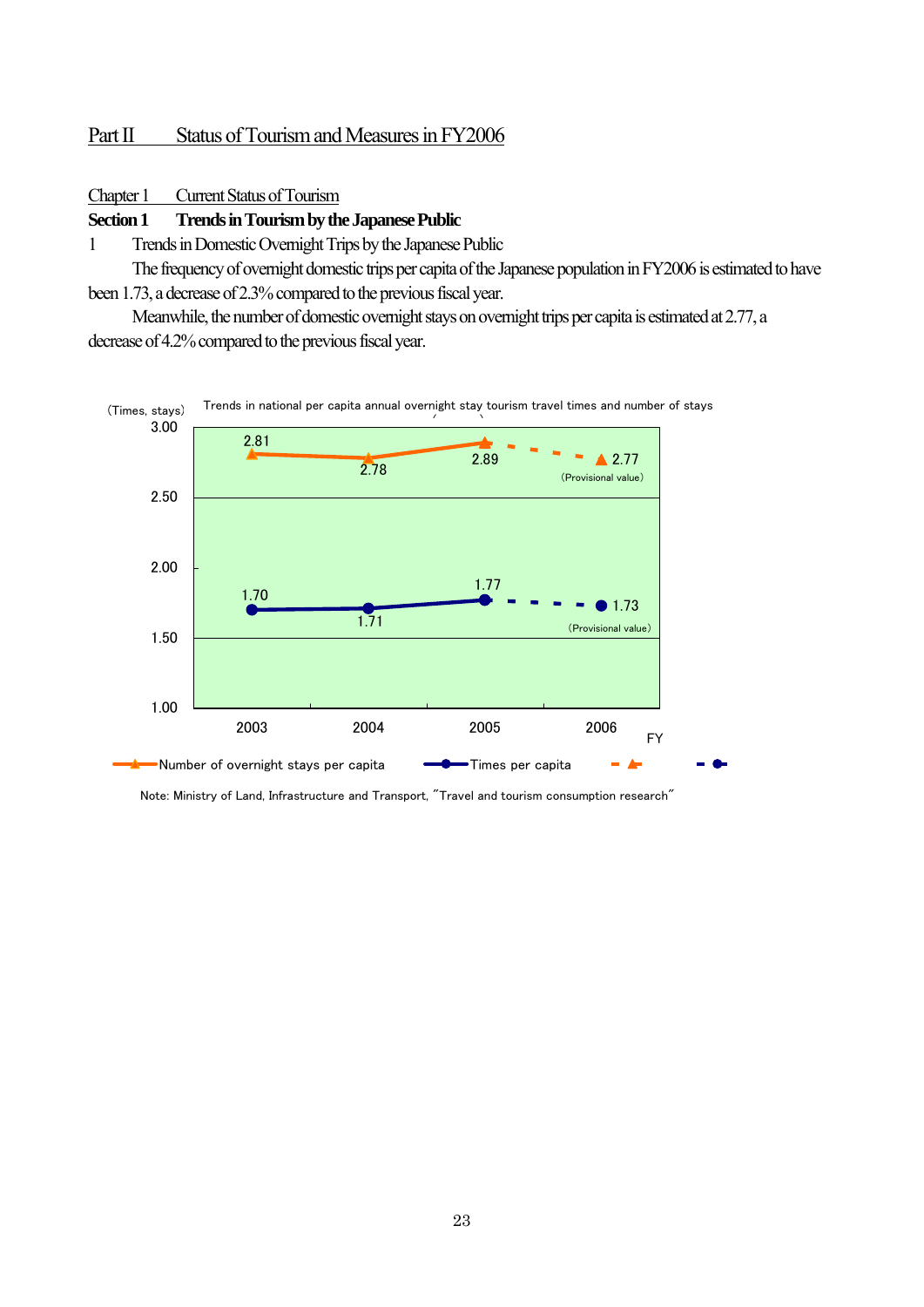# Part II Status of Tourism and Measures in FY2006

## Chapter 1 Current Status of Tourism

### Section 1 Trends in Tourism by the Japanese Public

1 Trends in Domestic Overnight Trips by the Japanese Public

The frequency of overnight domestic trips per capita of the Japanese population in FY2006 is estimated to have been 1.73, a decrease of 2.3% compared to the previous fiscal year.

Meanwhile, the number of domestic overnight stays on overnight trips per capita is estimated at 2.77, a decrease of 4.2% compared to the previous fiscal year.

Trends in national per capita annual overnight stay tourism travel times and number of stays

| FY | Number of overnight stays per capita | Times per capita |
|---|---|---|
| 2003 | 2.81 | 1.70 |
| 2004 | 2.78 | 1.71 |
| 2005 | 2.89 | 1.77 |
| 2006 | 2.77 (Provisional value) | 1.73 (Provisional value) |

(Times, stays)

Note: Ministry of Land, Infrastructure and Transport, "Travel and tourism consumption research"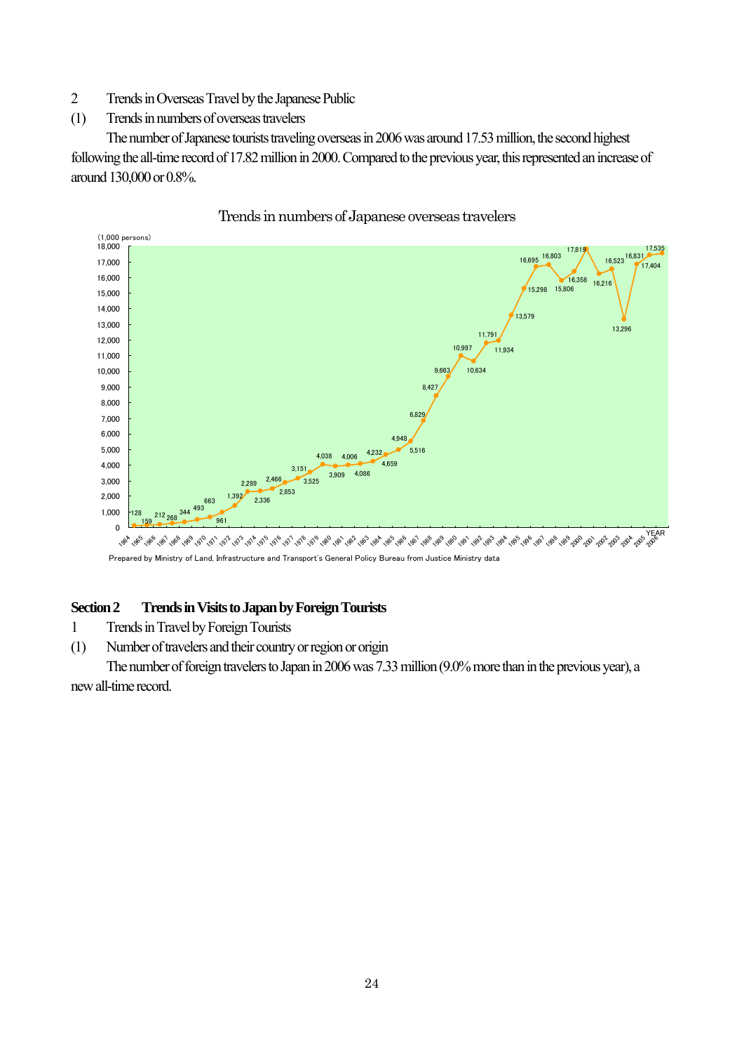2 Trends in Overseas Travel by the Japanese Public

(1) Trends in numbers of overseas travelers

The number of Japanese tourists traveling overseas in 2006 was around 17.53 million, the second highest following the all-time record of 17.82 million in 2000. Compared to the previous year, this represented an increase of around 130,000 or 0.8%.

Trends in numbers of Japanese overseas travelers

(1,000 persons)

| YEAR | 1964 | 1965 | 1966 | 1967 | 1968 | 1969 | 1970 | 1971 | 1972 | 1973 | 1974 | 1975 | 1976 | 1977 | 1978 | 1979 | 1980 | 1981 | 1982 | 1983 | 1984 | 1985 |
|---|---|---|---|---|---|---|---|---|---|---|---|---|---|---|---|---|---|---|---|---|---|---|
| | 128 | 159 | 212 | 268 | 344 | 493 | 663 | 961 | 1,392 | 2,289 | 2,336 | 2,466 | 2,853 | 3,151 | 3,525 | 4,038 | 3,909 | 4,006 | 4,086 | 4,232 | 4,659 | 4,948 |

| YEAR | 1986 | 1987 | 1988 | 1989 | 1990 | 1991 | 1992 | 1993 | 1994 | 1995 | 1996 | 1997 | 1998 | 1999 | 2000 | 2001 | 2002 | 2003 | 2004 | 2005 | 2006 |
|---|---|---|---|---|---|---|---|---|---|---|---|---|---|---|---|---|---|---|---|---|---|
| | 5,516 | 6,829 | 8,427 | 9,663 | 10,997 | 10,634 | 11,791 | 11,934 | 13,579 | 15,298 | 16,695 | 16,803 | 15,806 | 16,358 | 17,819 | 16,216 | 16,523 | 13,296 | 16,831 | 17,404 | 17,535 |

Prepared by Ministry of Land, Infrastructure and Transport's General Policy Bureau from Justice Ministry data

## Section 2 Trends in Visits to Japan by Foreign Tourists

1 Trends in Travel by Foreign Tourists

(1) Number of travelers and their country or region or origin

The number of foreign travelers to Japan in 2006 was 7.33 million (9.0% more than in the previous year), a new all-time record.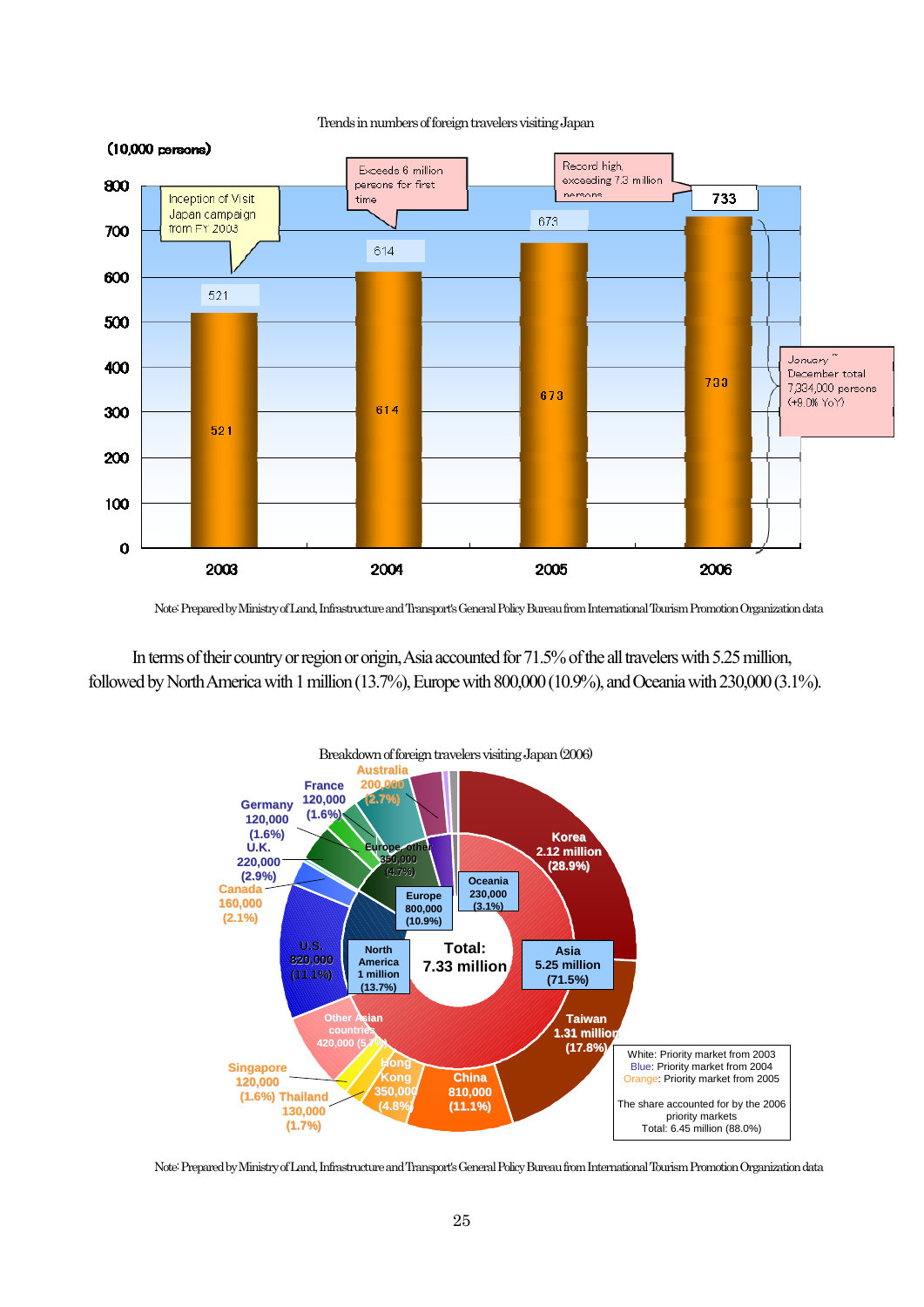Trends in numbers of foreign travelers visiting Japan

(10,000 persons)

| Year | Foreign travelers (10,000 persons) |
|---|---|
| 2003 | 521 |
| 2004 | 614 |
| 2005 | 673 |
| 2006 | 733 |

- 2003: Inception of Visit Japan campaign from FY 2003
- 2004: Exceeds 6 million persons for first time
- 2006: Record high, exceeding 7.3 million persons
- 2006: January ~ December total 7,334,000 persons (+9.0% YoY)

Note: Prepared by Ministry of Land, Infrastructure and Transport's General Policy Bureau from International Tourism Promotion Organization data

In terms of their country or region or origin, Asia accounted for 71.5% of the all travelers with 5.25 million, followed by North America with 1 million (13.7%), Europe with 800,000 (10.9%), and Oceania with 230,000 (3.1%).

Breakdown of foreign travelers visiting Japan (2006)

Total: 7.33 million

| Region | Travelers | Country/Region | Travelers |
|---|---|---|---|
| Asia | 5.25 million (71.5%) | Korea | 2.12 million (28.9%) |
| | | Taiwan | 1.31 million (17.8%) |
| | | China | 810,000 (11.1%) |
| | | Hong Kong | 350,000 (4.8%) |
| | | Thailand | 130,000 (1.7%) |
| | | Singapore | 120,000 (1.6%) |
| | | Other Asian countries | 420,000 (5.7%) |
| North America | 1 million (13.7%) | U.S. | 820,000 (11.1%) |
| | | Canada | 160,000 (2.1%) |
| Europe | 800,000 (10.9%) | U.K. | 220,000 (2.9%) |
| | | Germany | 120,000 (1.6%) |
| | | France | 120,000 (1.6%) |
| | | Europe, other | 350,000 (4.7%) |
| Oceania | 230,000 (3.1%) | Australia | 200,000 (2.7%) |

White: Priority market from 2003
Blue: Priority market from 2004
Orange: Priority market from 2005

The share accounted for by the 2006 priority markets
Total: 6.45 million (88.0%)

Note: Prepared by Ministry of Land, Infrastructure and Transport's General Policy Bureau from International Tourism Promotion Organization data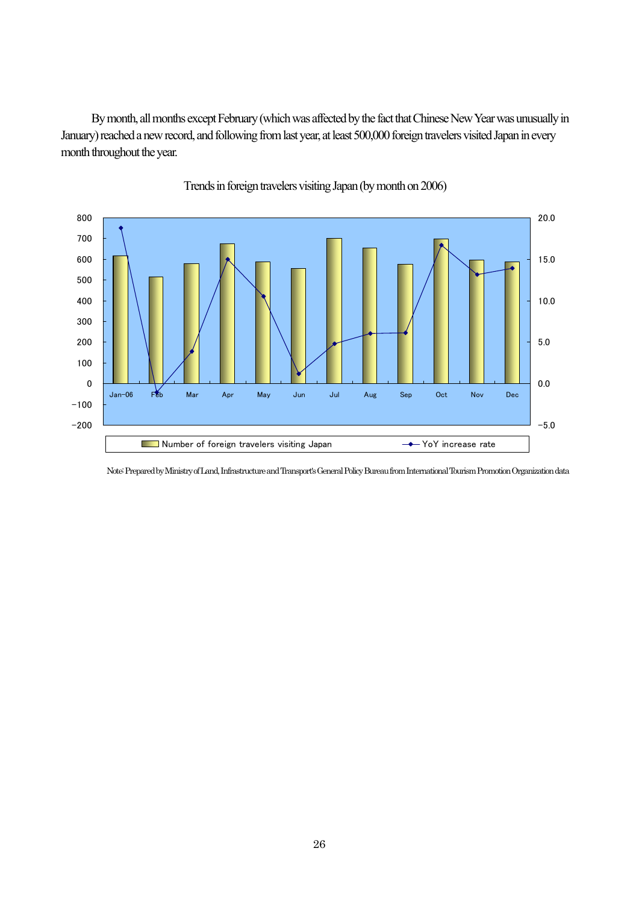By month, all months except February (which was affected by the fact that Chinese New Year was unusually in January) reached a new record, and following from last year, at least 500,000 foreign travelers visited Japan in every month throughout the year.

Trends in foreign travelers visiting Japan (by month on 2006)

Note: Prepared by Ministry of Land, Infrastructure and Transport's General Policy Bureau from International Tourism Promotion Organization data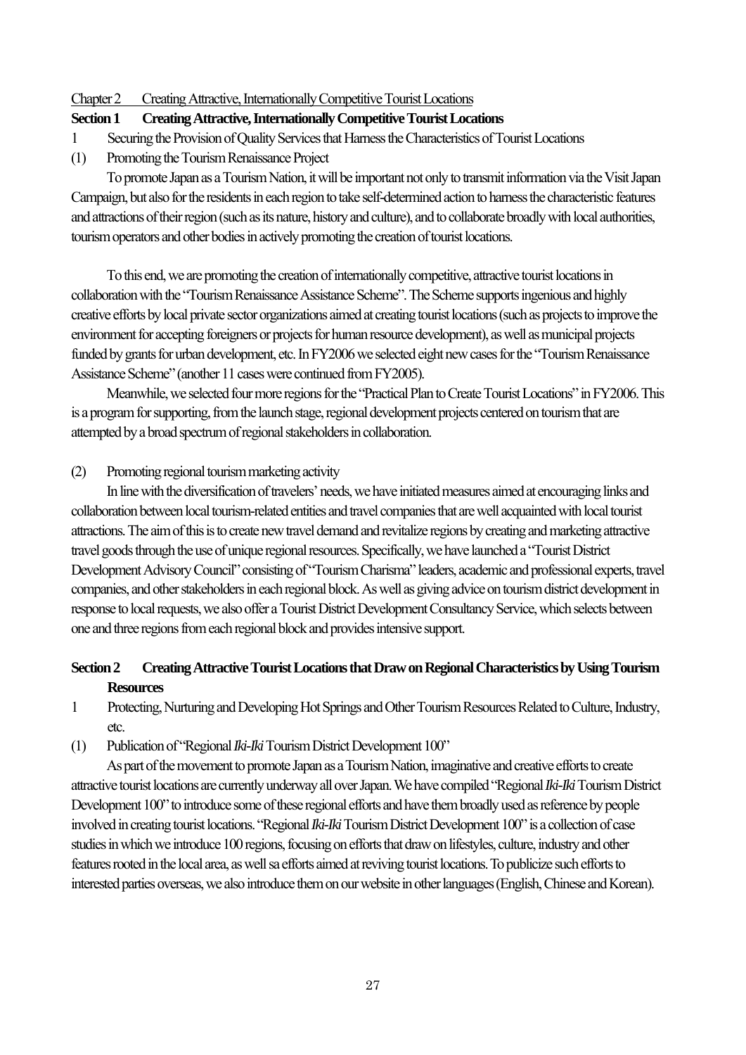Chapter 2　Creating Attractive, Internationally Competitive Tourist Locations

## Section 1　Creating Attractive, Internationally Competitive Tourist Locations

1　Securing the Provision of Quality Services that Harness the Characteristics of Tourist Locations

(1)　Promoting the Tourism Renaissance Project

To promote Japan as a Tourism Nation, it will be important not only to transmit information via the Visit Japan Campaign, but also for the residents in each region to take self-determined action to harness the characteristic features and attractions of their region (such as its nature, history and culture), and to collaborate broadly with local authorities, tourism operators and other bodies in actively promoting the creation of tourist locations.

To this end, we are promoting the creation of internationally competitive, attractive tourist locations in collaboration with the "Tourism Renaissance Assistance Scheme". The Scheme supports ingenious and highly creative efforts by local private sector organizations aimed at creating tourist locations (such as projects to improve the environment for accepting foreigners or projects for human resource development), as well as municipal projects funded by grants for urban development, etc. In FY2006 we selected eight new cases for the "Tourism Renaissance Assistance Scheme" (another 11 cases were continued from FY2005).

Meanwhile, we selected four more regions for the "Practical Plan to Create Tourist Locations" in FY2006. This is a program for supporting, from the launch stage, regional development projects centered on tourism that are attempted by a broad spectrum of regional stakeholders in collaboration.

(2)　Promoting regional tourism marketing activity

In line with the diversification of travelers' needs, we have initiated measures aimed at encouraging links and collaboration between local tourism-related entities and travel companies that are well acquainted with local tourist attractions. The aim of this is to create new travel demand and revitalize regions by creating and marketing attractive travel goods through the use of unique regional resources. Specifically, we have launched a "Tourist District Development Advisory Council" consisting of "Tourism Charisma" leaders, academic and professional experts, travel companies, and other stakeholders in each regional block. As well as giving advice on tourism district development in response to local requests, we also offer a Tourist District Development Consultancy Service, which selects between one and three regions from each regional block and provides intensive support.

## Section 2　Creating Attractive Tourist Locations that Draw on Regional Characteristics by Using Tourism Resources

1　Protecting, Nurturing and Developing Hot Springs and Other Tourism Resources Related to Culture, Industry, etc.

(1)　Publication of "Regional *Iki-Iki* Tourism District Development 100"

As part of the movement to promote Japan as a Tourism Nation, imaginative and creative efforts to create attractive tourist locations are currently underway all over Japan. We have compiled "Regional *Iki-Iki* Tourism District Development 100" to introduce some of these regional efforts and have them broadly used as reference by people involved in creating tourist locations. "Regional *Iki-Iki* Tourism District Development 100" is a collection of case studies in which we introduce 100 regions, focusing on efforts that draw on lifestyles, culture, industry and other features rooted in the local area, as well sa efforts aimed at reviving tourist locations. To publicize such efforts to interested parties overseas, we also introduce them on our website in other languages (English, Chinese and Korean).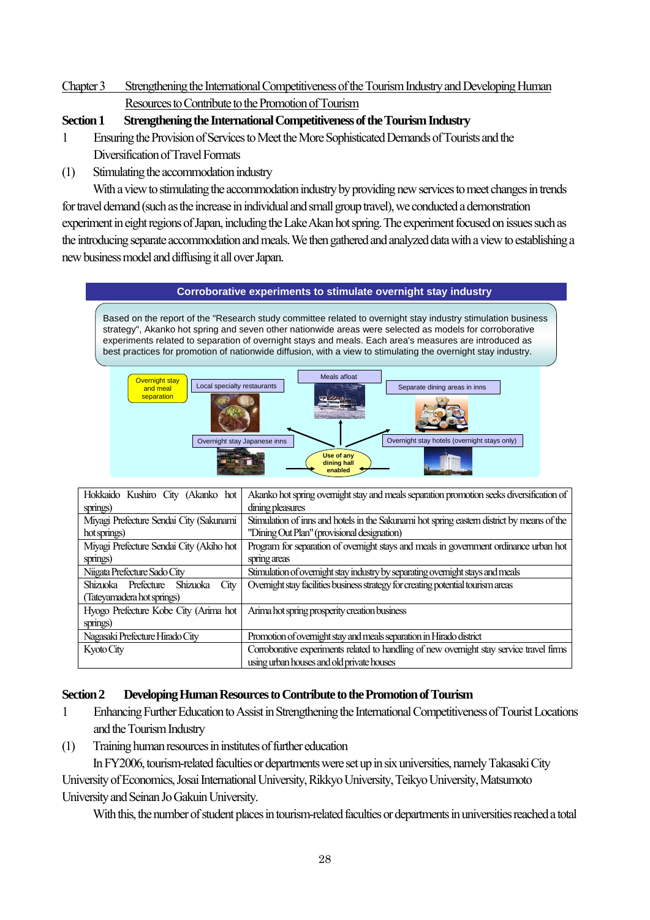Chapter 3 Strengthening the International Competitiveness of the Tourism Industry and Developing Human Resources to Contribute to the Promotion of Tourism

## Section 1 Strengthening the International Competitiveness of the Tourism Industry

1 Ensuring the Provision of Services to Meet the More Sophisticated Demands of Tourists and the Diversification of Travel Formats

(1) Stimulating the accommodation industry

With a view to stimulating the accommodation industry by providing new services to meet changes in trends for travel demand (such as the increase in individual and small group travel), we conducted a demonstration experiment in eight regions of Japan, including the Lake Akan hot spring. The experiment focused on issues such as the introducing separate accommodation and meals. We then gathered and analyzed data with a view to establishing a new business model and diffusing it all over Japan.

**Corroborative experiments to stimulate overnight stay industry**

Based on the report of the "Research study committee related to overnight stay industry stimulation business strategy", Akanko hot spring and seven other nationwide areas were selected as models for corroborative experiments related to separation of overnight stays and meals. Each area's measures are introduced as best practices for promotion of nationwide diffusion, with a view to stimulating the overnight stay industry.

Overnight stay and meal separation

Local specialty restaurants | Meals afloat | Separate dining areas in inns

Overnight stay Japanese inns | Use of any dining hall enabled | Overnight stay hotels (overnight stays only)

| | |
|---|---|
| Hokkaido Kushiro City (Akanko hot springs) | Akanko hot spring overnight stay and meals separation promotion seeks diversification of dining pleasures |
| Miyagi Prefecture Sendai City (Sakunami hot springs) | Stimulation of inns and hotels in the Sakunami hot spring eastern district by means of the "Dining Out Plan" (provisional designation) |
| Miyagi Prefecture Sendai City (Akiho hot springs) | Program for separation of overnight stays and meals in government ordinance urban hot spring areas |
| Niigata Prefecture Sado City | Stimulation of overnight stay industry by separating overnight stays and meals |
| Shizuoka Prefecture Shizuoka City (Tateyamadera hot springs) | Overnight stay facilities business strategy for creating potential tourism areas |
| Hyogo Prefecture Kobe City (Arima hot springs) | Arima hot spring prosperity creation business |
| Nagasaki Prefecture Hirado City | Promotion of overnight stay and meals separation in Hirado district |
| Kyoto City | Corroborative experiments related to handling of new overnight stay service travel firms using urban houses and old private houses |

## Section 2 Developing Human Resources to Contribute to the Promotion of Tourism

1 Enhancing Further Education to Assist in Strengthening the International Competitiveness of Tourist Locations and the Tourism Industry

(1) Training human resources in institutes of further education

In FY2006, tourism-related faculties or departments were set up in six universities, namely Takasaki City University of Economics, Josai International University, Rikkyo University, Teikyo University, Matsumoto University and Seinan Jo Gakuin University.

With this, the number of student places in tourism-related faculties or departments in universities reached a total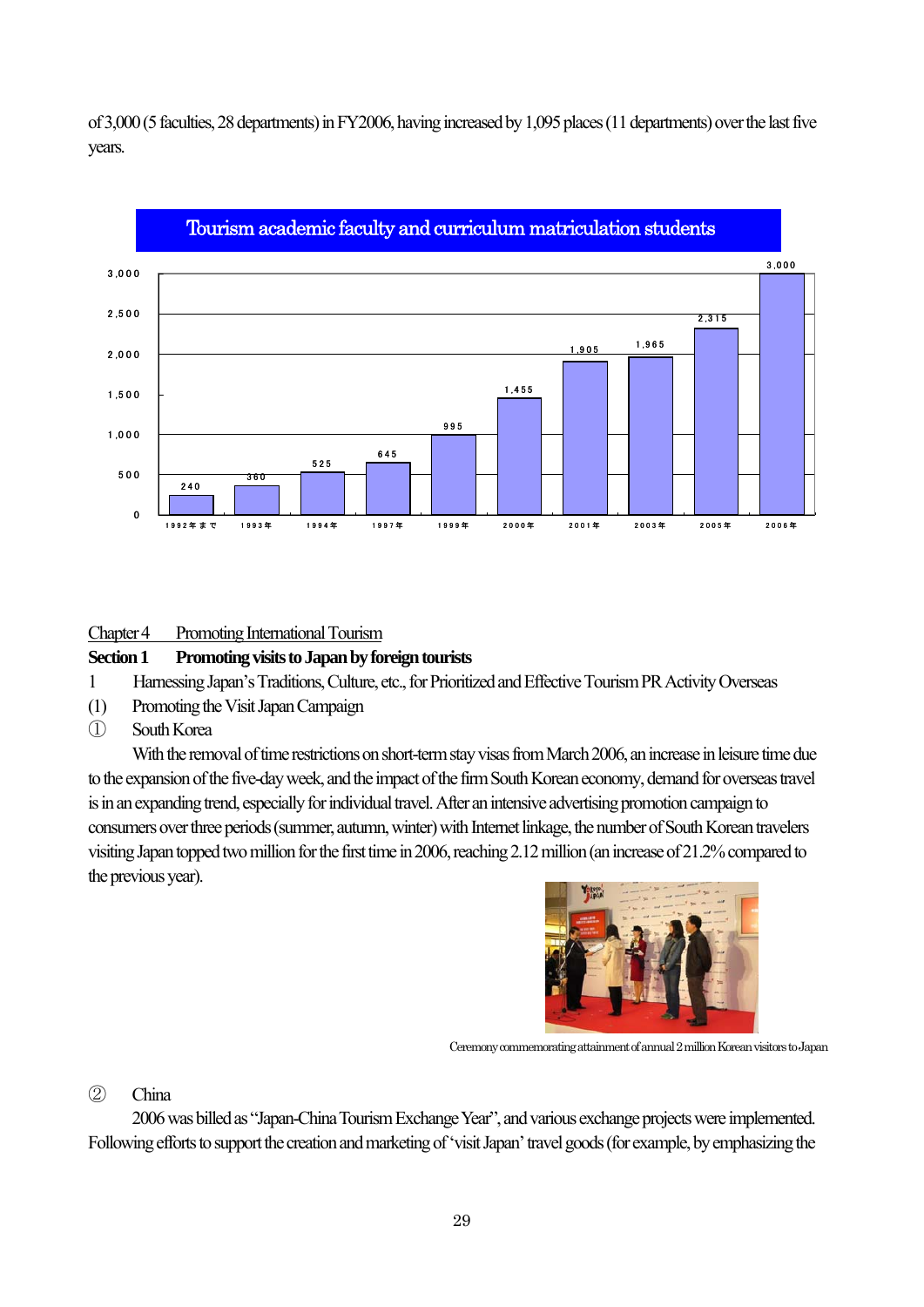of 3,000 (5 faculties, 28 departments) in FY2006, having increased by 1,095 places (11 departments) over the last five years.

**Tourism academic faculty and curriculum matriculation students**

| 1992年まで | 1993年 | 1994年 | 1997年 | 1999年 | 2000年 | 2001年 | 2003年 | 2005年 | 2006年 |
|---|---|---|---|---|---|---|---|---|---|
| 240 | 360 | 525 | 645 | 995 | 1,455 | 1,905 | 1,965 | 2,315 | 3,000 |

Chapter 4　Promoting International Tourism

**Section 1　Promoting visits to Japan by foreign tourists**

1　Harnessing Japan's Traditions, Culture, etc., for Prioritized and Effective Tourism PR Activity Overseas

(1)　Promoting the Visit Japan Campaign

①　South Korea

With the removal of time restrictions on short-term stay visas from March 2006, an increase in leisure time due to the expansion of the five-day week, and the impact of the firm South Korean economy, demand for overseas travel is in an expanding trend, especially for individual travel. After an intensive advertising promotion campaign to consumers over three periods (summer, autumn, winter) with Internet linkage, the number of South Korean travelers visiting Japan topped two million for the first time in 2006, reaching 2.12 million (an increase of 21.2% compared to the previous year).

Ceremony commemorating attainment of annual 2 million Korean visitors to Japan

②　China

2006 was billed as "Japan-China Tourism Exchange Year", and various exchange projects were implemented. Following efforts to support the creation and marketing of 'visit Japan' travel goods (for example, by emphasizing the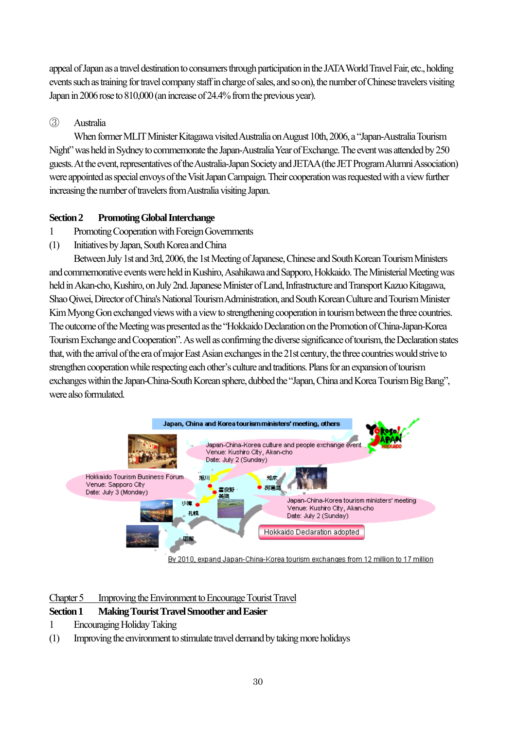appeal of Japan as a travel destination to consumers through participation in the JATA World Travel Fair, etc., holding events such as training for travel company staff in charge of sales, and so on), the number of Chinese travelers visiting Japan in 2006 rose to 810,000 (an increase of 24.4% from the previous year).

③ Australia

When former MLIT Minister Kitagawa visited Australia on August 10th, 2006, a "Japan-Australia Tourism Night" was held in Sydney to commemorate the Japan-Australia Year of Exchange. The event was attended by 250 guests. At the event, representatives of the Australia-Japan Society and JETAA (the JET Program Alumni Association) were appointed as special envoys of the Visit Japan Campaign. Their cooperation was requested with a view further increasing the number of travelers from Australia visiting Japan.

## Section 2 Promoting Global Interchange

1 Promoting Cooperation with Foreign Governments

(1) Initiatives by Japan, South Korea and China

Between July 1st and 3rd, 2006, the 1st Meeting of Japanese, Chinese and South Korean Tourism Ministers and commemorative events were held in Kushiro, Asahikawa and Sapporo, Hokkaido. The Ministerial Meeting was held in Akan-cho, Kushiro, on July 2nd. Japanese Minister of Land, Infrastructure and Transport Kazuo Kitagawa, Shao Qiwei, Director of China's National Tourism Administration, and South Korean Culture and Tourism Minister Kim Myong Gon exchanged views with a view to strengthening cooperation in tourism between the three countries. The outcome of the Meeting was presented as the "Hokkaido Declaration on the Promotion of China-Japan-Korea Tourism Exchange and Cooperation". As well as confirming the diverse significance of tourism, the Declaration states that, with the arrival of the era of major East Asian exchanges in the 21st century, the three countries would strive to strengthen cooperation while respecting each other's culture and traditions. Plans for an expansion of tourism exchanges within the Japan-China-South Korean sphere, dubbed the "Japan, China and Korea Tourism Big Bang", were also formulated.

**Japan, China and Korea tourism ministers' meeting, others**

- Japan-China-Korea culture and people exchange event — Venue: Kushiro City, Akan-cho — Date: July 2 (Sunday)
- Hokkaido Tourism Business Forum — Venue: Sapporo City — Date: July 3 (Monday)
- Japan-China-Korea tourism ministers' meeting — Venue: Kushiro City, Akan-cho — Date: July 2 (Sunday)
- Hokkaido Declaration adopted

旭川　富良野・美瑛　小樽　札幌　函館　知床　阿寒湖

By 2010, expand Japan-China-Korea tourism exchanges from 12 million to 17 million

# Chapter 5 Improving the Environment to Encourage Tourist Travel

## Section 1 Making Tourist Travel Smoother and Easier

1 Encouraging Holiday Taking

(1) Improving the environment to stimulate travel demand by taking more holidays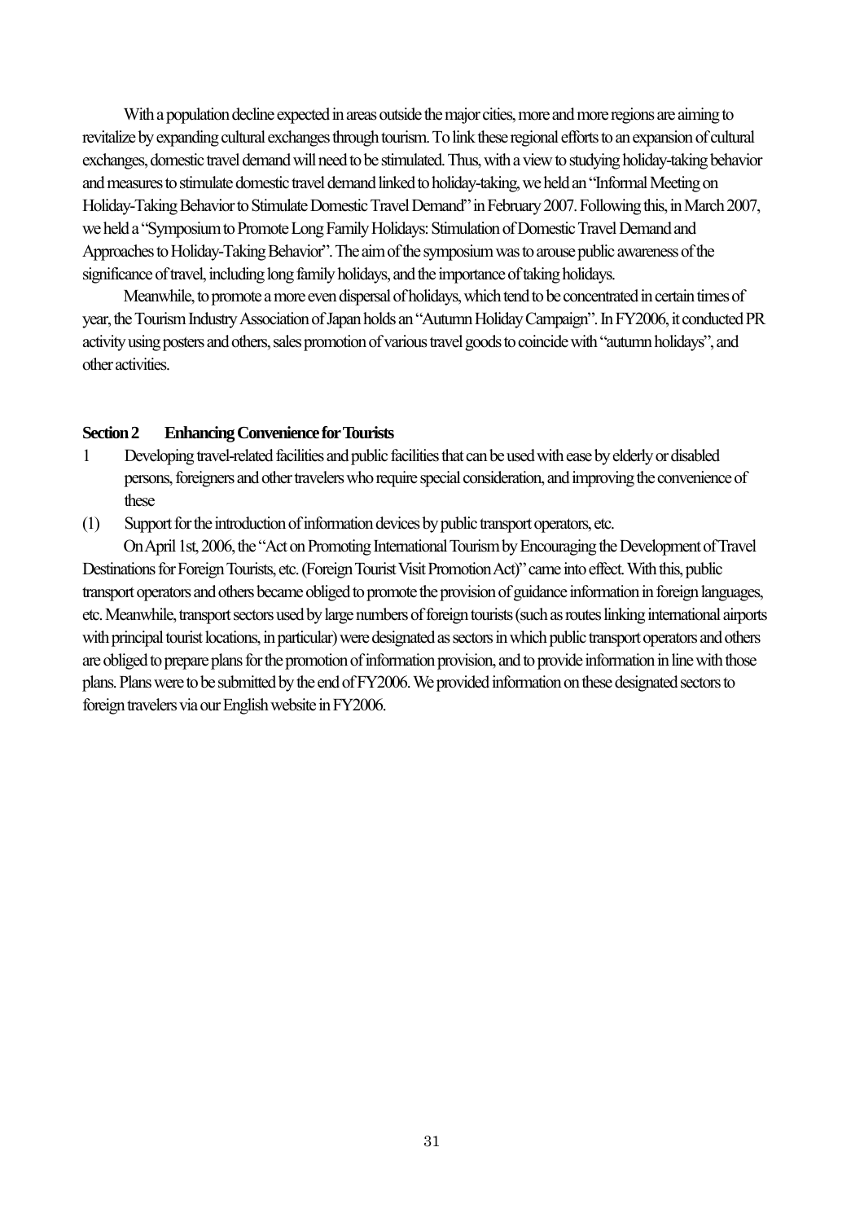With a population decline expected in areas outside the major cities, more and more regions are aiming to revitalize by expanding cultural exchanges through tourism. To link these regional efforts to an expansion of cultural exchanges, domestic travel demand will need to be stimulated. Thus, with a view to studying holiday-taking behavior and measures to stimulate domestic travel demand linked to holiday-taking, we held an "Informal Meeting on Holiday-Taking Behavior to Stimulate Domestic Travel Demand" in February 2007. Following this, in March 2007, we held a "Symposium to Promote Long Family Holidays: Stimulation of Domestic Travel Demand and Approaches to Holiday-Taking Behavior". The aim of the symposium was to arouse public awareness of the significance of travel, including long family holidays, and the importance of taking holidays.

Meanwhile, to promote a more even dispersal of holidays, which tend to be concentrated in certain times of year, the Tourism Industry Association of Japan holds an "Autumn Holiday Campaign". In FY2006, it conducted PR activity using posters and others, sales promotion of various travel goods to coincide with "autumn holidays", and other activities.

## Section 2 Enhancing Convenience for Tourists

1 Developing travel-related facilities and public facilities that can be used with ease by elderly or disabled persons, foreigners and other travelers who require special consideration, and improving the convenience of these

(1) Support for the introduction of information devices by public transport operators, etc.

On April 1st, 2006, the "Act on Promoting International Tourism by Encouraging the Development of Travel Destinations for Foreign Tourists, etc. (Foreign Tourist Visit Promotion Act)" came into effect. With this, public transport operators and others became obliged to promote the provision of guidance information in foreign languages, etc. Meanwhile, transport sectors used by large numbers of foreign tourists (such as routes linking international airports with principal tourist locations, in particular) were designated as sectors in which public transport operators and others are obliged to prepare plans for the promotion of information provision, and to provide information in line with those plans. Plans were to be submitted by the end of FY2006. We provided information on these designated sectors to foreign travelers via our English website in FY2006.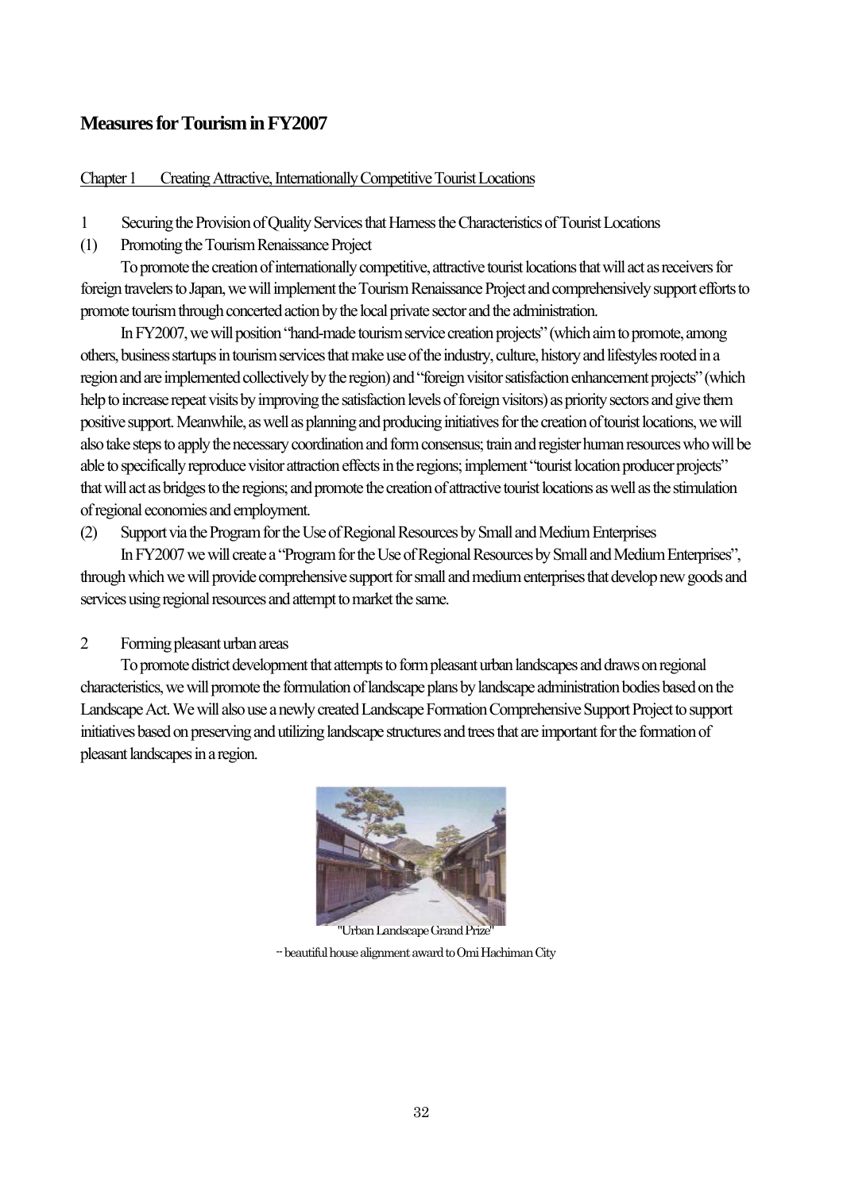## Measures for Tourism in FY2007

### Chapter 1 Creating Attractive, Internationally Competitive Tourist Locations

1 Securing the Provision of Quality Services that Harness the Characteristics of Tourist Locations

(1) Promoting the Tourism Renaissance Project

To promote the creation of internationally competitive, attractive tourist locations that will act as receivers for foreign travelers to Japan, we will implement the Tourism Renaissance Project and comprehensively support efforts to promote tourism through concerted action by the local private sector and the administration.

In FY2007, we will position "hand-made tourism service creation projects" (which aim to promote, among others, business startups in tourism services that make use of the industry, culture, history and lifestyles rooted in a region and are implemented collectively by the region) and "foreign visitor satisfaction enhancement projects" (which help to increase repeat visits by improving the satisfaction levels of foreign visitors) as priority sectors and give them positive support. Meanwhile, as well as planning and producing initiatives for the creation of tourist locations, we will also take steps to apply the necessary coordination and form consensus; train and register human resources who will be able to specifically reproduce visitor attraction effects in the regions; implement "tourist location producer projects" that will act as bridges to the regions; and promote the creation of attractive tourist locations as well as the stimulation of regional economies and employment.

(2) Support via the Program for the Use of Regional Resources by Small and Medium Enterprises

In FY2007 we will create a "Program for the Use of Regional Resources by Small and Medium Enterprises", through which we will provide comprehensive support for small and medium enterprises that develop new goods and services using regional resources and attempt to market the same.

2 Forming pleasant urban areas

To promote district development that attempts to form pleasant urban landscapes and draws on regional characteristics, we will promote the formulation of landscape plans by landscape administration bodies based on the Landscape Act. We will also use a newly created Landscape Formation Comprehensive Support Project to support initiatives based on preserving and utilizing landscape structures and trees that are important for the formation of pleasant landscapes in a region.

"Urban Landscape Grand Prize"
-- beautiful house alignment award to Omi Hachiman City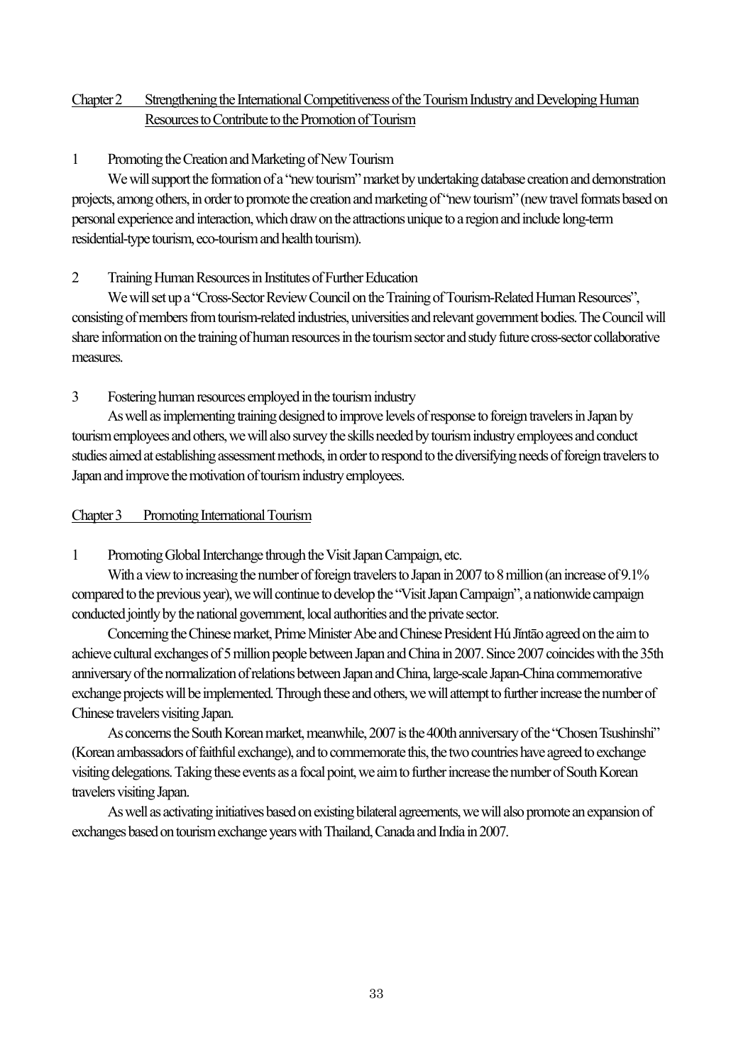## Chapter 2 Strengthening the International Competitiveness of the Tourism Industry and Developing Human Resources to Contribute to the Promotion of Tourism

### 1 Promoting the Creation and Marketing of New Tourism

We will support the formation of a "new tourism" market by undertaking database creation and demonstration projects, among others, in order to promote the creation and marketing of "new tourism" (new travel formats based on personal experience and interaction, which draw on the attractions unique to a region and include long-term residential-type tourism, eco-tourism and health tourism).

### 2 Training Human Resources in Institutes of Further Education

We will set up a "Cross-Sector Review Council on the Training of Tourism-Related Human Resources", consisting of members from tourism-related industries, universities and relevant government bodies. The Council will share information on the training of human resources in the tourism sector and study future cross-sector collaborative measures.

### 3 Fostering human resources employed in the tourism industry

As well as implementing training designed to improve levels of response to foreign travelers in Japan by tourism employees and others, we will also survey the skills needed by tourism industry employees and conduct studies aimed at establishing assessment methods, in order to respond to the diversifying needs of foreign travelers to Japan and improve the motivation of tourism industry employees.

## Chapter 3 Promoting International Tourism

### 1 Promoting Global Interchange through the Visit Japan Campaign, etc.

With a view to increasing the number of foreign travelers to Japan in 2007 to 8 million (an increase of 9.1% compared to the previous year), we will continue to develop the "Visit Japan Campaign", a nationwide campaign conducted jointly by the national government, local authorities and the private sector.

Concerning the Chinese market, Prime Minister Abe and Chinese President Hú Jǐntāo agreed on the aim to achieve cultural exchanges of 5 million people between Japan and China in 2007. Since 2007 coincides with the 35th anniversary of the normalization of relations between Japan and China, large-scale Japan-China commemorative exchange projects will be implemented. Through these and others, we will attempt to further increase the number of Chinese travelers visiting Japan.

As concerns the South Korean market, meanwhile, 2007 is the 400th anniversary of the "Chosen Tsushinshi" (Korean ambassadors of faithful exchange), and to commemorate this, the two countries have agreed to exchange visiting delegations. Taking these events as a focal point, we aim to further increase the number of South Korean travelers visiting Japan.

As well as activating initiatives based on existing bilateral agreements, we will also promote an expansion of exchanges based on tourism exchange years with Thailand, Canada and India in 2007.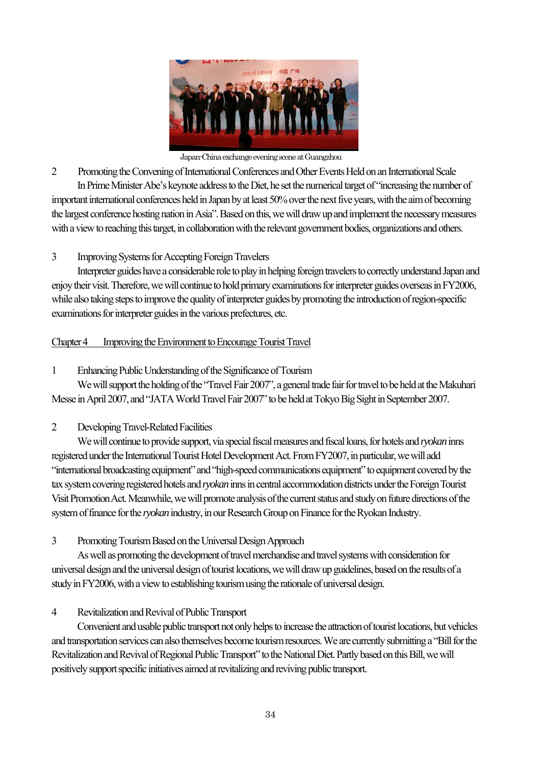Japan-China exchange evening scene at Guangzhou

2 Promoting the Convening of International Conferences and Other Events Held on an International Scale

In Prime Minister Abe's keynote address to the Diet, he set the numerical target of "increasing the number of important international conferences held in Japan by at least 50% over the next five years, with the aim of becoming the largest conference hosting nation in Asia". Based on this, we will draw up and implement the necessary measures with a view to reaching this target, in collaboration with the relevant government bodies, organizations and others.

3 Improving Systems for Accepting Foreign Travelers

Interpreter guides have a considerable role to play in helping foreign travelers to correctly understand Japan and enjoy their visit. Therefore, we will continue to hold primary examinations for interpreter guides overseas in FY2006, while also taking steps to improve the quality of interpreter guides by promoting the introduction of region-specific examinations for interpreter guides in the various prefectures, etc.

## Chapter 4 Improving the Environment to Encourage Tourist Travel

1 Enhancing Public Understanding of the Significance of Tourism

We will support the holding of the "Travel Fair 2007", a general trade fair for travel to be held at the Makuhari Messe in April 2007, and "JATA World Travel Fair 2007" to be held at Tokyo Big Sight in September 2007.

2 Developing Travel-Related Facilities

We will continue to provide support, via special fiscal measures and fiscal loans, for hotels and *ryokan* inns registered under the International Tourist Hotel Development Act. From FY2007, in particular, we will add "international broadcasting equipment" and "high-speed communications equipment" to equipment covered by the tax system covering registered hotels and *ryokan* inns in central accommodation districts under the Foreign Tourist Visit Promotion Act. Meanwhile, we will promote analysis of the current status and study on future directions of the system of finance for the *ryokan* industry, in our Research Group on Finance for the Ryokan Industry.

3 Promoting Tourism Based on the Universal Design Approach

As well as promoting the development of travel merchandise and travel systems with consideration for universal design and the universal design of tourist locations, we will draw up guidelines, based on the results of a study in FY2006, with a view to establishing tourism using the rationale of universal design.

4 Revitalization and Revival of Public Transport

Convenient and usable public transport not only helps to increase the attraction of tourist locations, but vehicles and transportation services can also themselves become tourism resources. We are currently submitting a "Bill for the Revitalization and Revival of Regional Public Transport" to the National Diet. Partly based on this Bill, we will positively support specific initiatives aimed at revitalizing and reviving public transport.